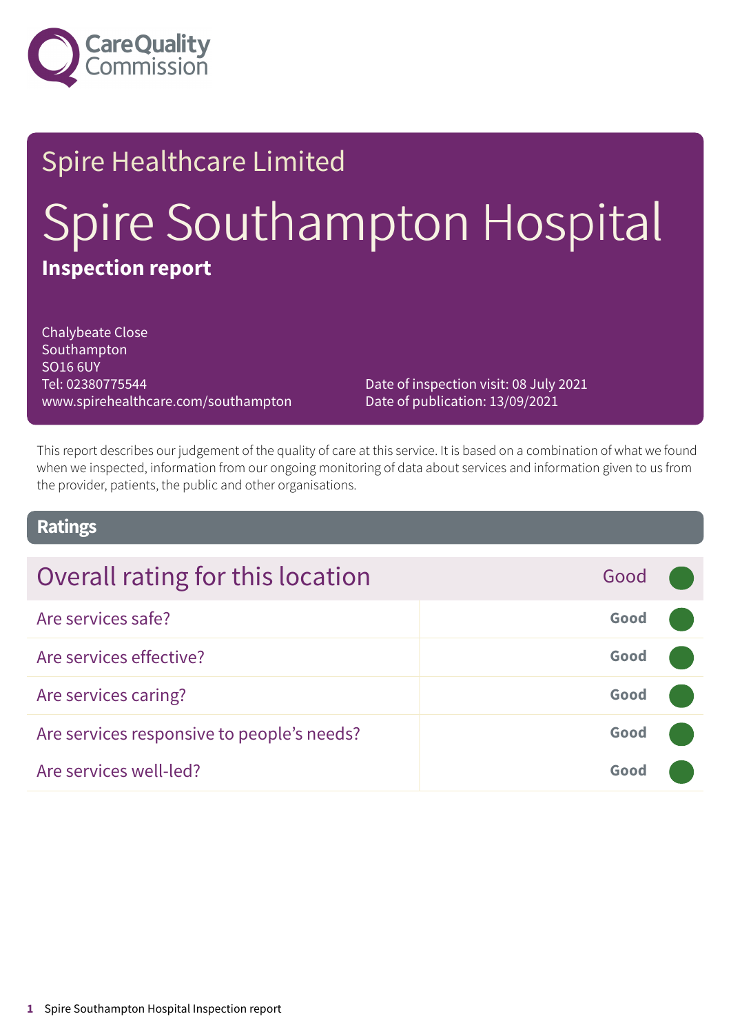Care Quality Commission

Spire Healthcare Limited

# Spire Southampton Hospital

## Inspection report

Chalybeate Close
Southampton
SO16 6UY
Tel: 02380775544
www.spirehealthcare.com/southampton

Date of inspection visit: 08 July 2021
Date of publication: 13/09/2021

This report describes our judgement of the quality of care at this service. It is based on a combination of what we found when we inspected, information from our ongoing monitoring of data about services and information given to us from the provider, patients, the public and other organisations.

## Ratings

| Overall rating for this location | Good |
| --- | --- |
| Are services safe? | Good |
| Are services effective? | Good |
| Are services caring? | Good |
| Are services responsive to people's needs? | Good |
| Are services well-led? | Good |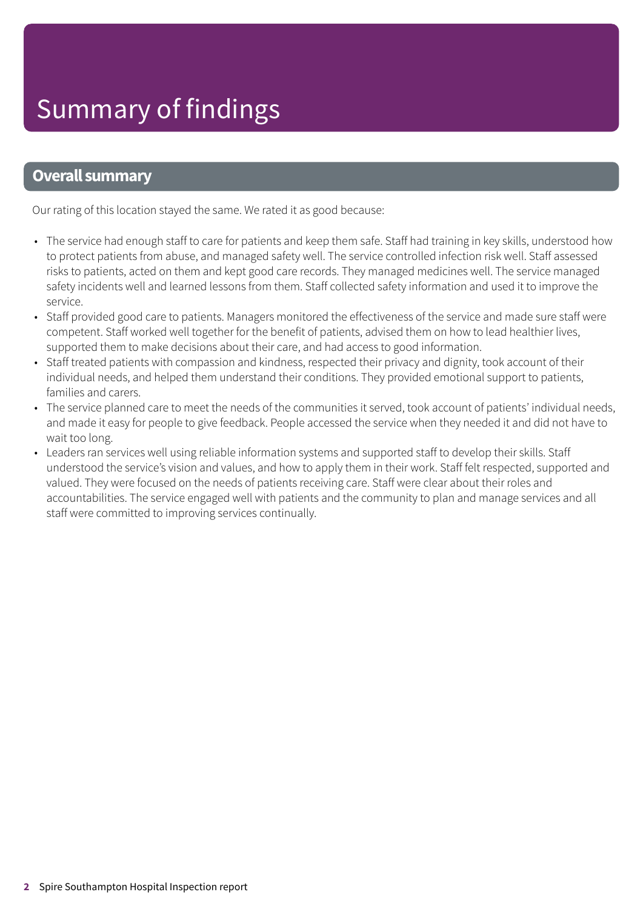# Summary of findings

## Overall summary

Our rating of this location stayed the same. We rated it as good because:

- The service had enough staff to care for patients and keep them safe. Staff had training in key skills, understood how to protect patients from abuse, and managed safety well. The service controlled infection risk well. Staff assessed risks to patients, acted on them and kept good care records. They managed medicines well. The service managed safety incidents well and learned lessons from them. Staff collected safety information and used it to improve the service.
- Staff provided good care to patients. Managers monitored the effectiveness of the service and made sure staff were competent. Staff worked well together for the benefit of patients, advised them on how to lead healthier lives, supported them to make decisions about their care, and had access to good information.
- Staff treated patients with compassion and kindness, respected their privacy and dignity, took account of their individual needs, and helped them understand their conditions. They provided emotional support to patients, families and carers.
- The service planned care to meet the needs of the communities it served, took account of patients' individual needs, and made it easy for people to give feedback. People accessed the service when they needed it and did not have to wait too long.
- Leaders ran services well using reliable information systems and supported staff to develop their skills. Staff understood the service's vision and values, and how to apply them in their work. Staff felt respected, supported and valued. They were focused on the needs of patients receiving care. Staff were clear about their roles and accountabilities. The service engaged well with patients and the community to plan and manage services and all staff were committed to improving services continually.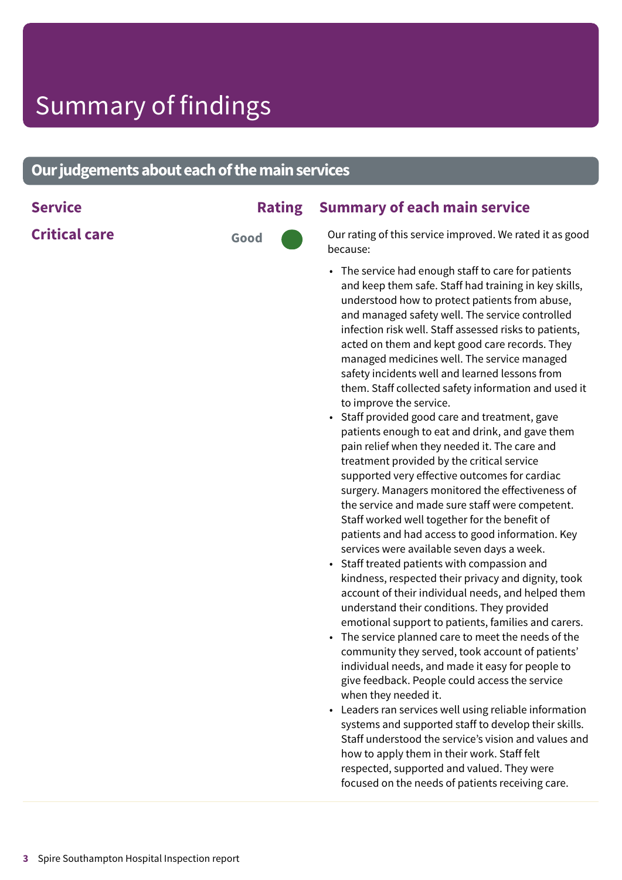# Summary of findings

## Our judgements about each of the main services

| Service | Rating | Summary of each main service |
| --- | --- | --- |
| **Critical care** | Good | Our rating of this service improved. We rated it as good because:<br>• The service had enough staff to care for patients and keep them safe. Staff had training in key skills, understood how to protect patients from abuse, and managed safety well. The service controlled infection risk well. Staff assessed risks to patients, acted on them and kept good care records. They managed medicines well. The service managed safety incidents well and learned lessons from them. Staff collected safety information and used it to improve the service.<br>• Staff provided good care and treatment, gave patients enough to eat and drink, and gave them pain relief when they needed it. The care and treatment provided by the critical service supported very effective outcomes for cardiac surgery. Managers monitored the effectiveness of the service and made sure staff were competent. Staff worked well together for the benefit of patients and had access to good information. Key services were available seven days a week.<br>• Staff treated patients with compassion and kindness, respected their privacy and dignity, took account of their individual needs, and helped them understand their conditions. They provided emotional support to patients, families and carers.<br>• The service planned care to meet the needs of the community they served, took account of patients' individual needs, and made it easy for people to give feedback. People could access the service when they needed it.<br>• Leaders ran services well using reliable information systems and supported staff to develop their skills. Staff understood the service's vision and values and how to apply them in their work. Staff felt respected, supported and valued. They were focused on the needs of patients receiving care. |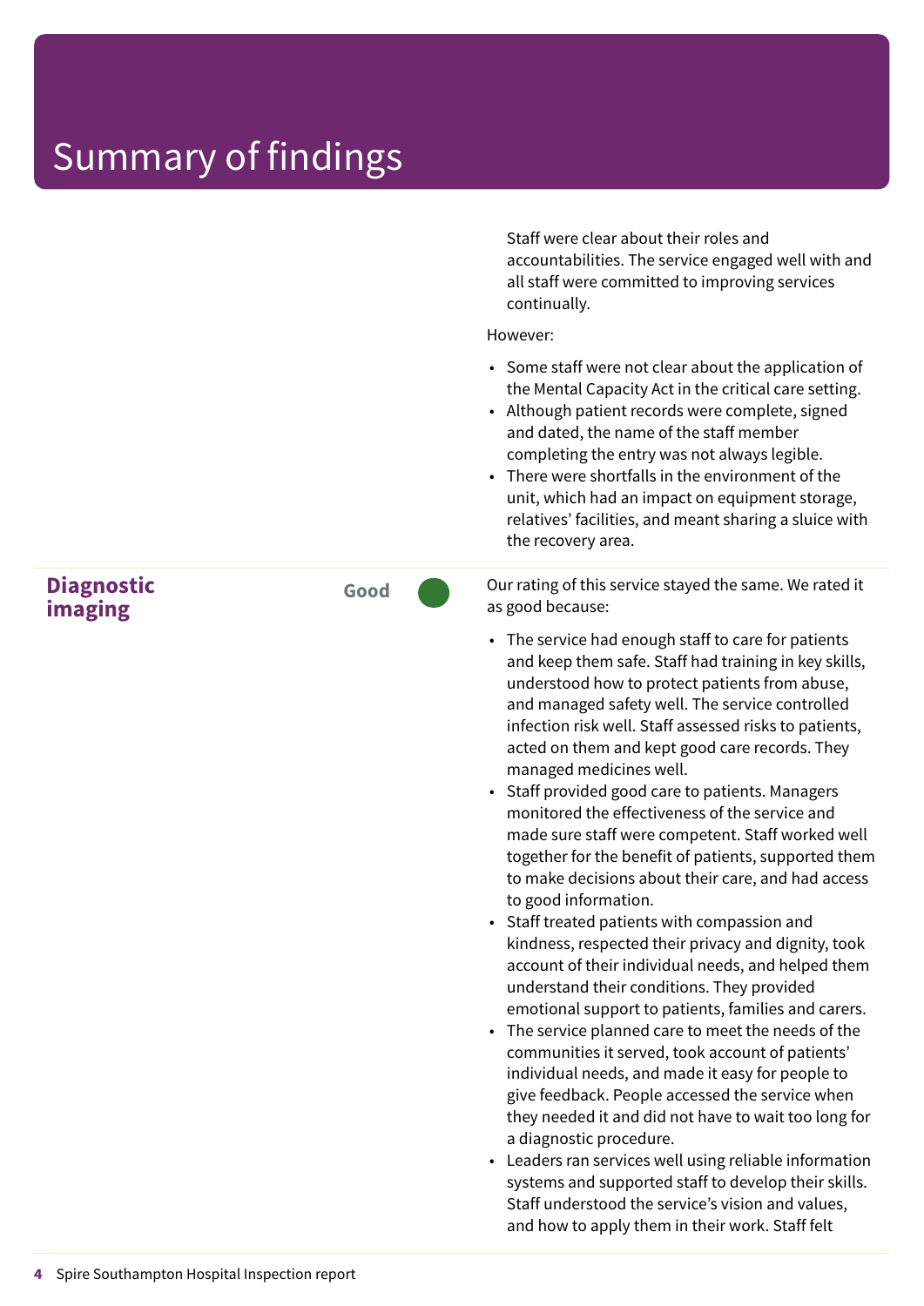# Summary of findings

Staff were clear about their roles and accountabilities. The service engaged well with and all staff were committed to improving services continually.

However:

- Some staff were not clear about the application of the Mental Capacity Act in the critical care setting.
- Although patient records were complete, signed and dated, the name of the staff member completing the entry was not always legible.
- There were shortfalls in the environment of the unit, which had an impact on equipment storage, relatives' facilities, and meant sharing a sluice with the recovery area.

## Diagnostic imaging

**Good**

Our rating of this service stayed the same. We rated it as good because:

- The service had enough staff to care for patients and keep them safe. Staff had training in key skills, understood how to protect patients from abuse, and managed safety well. The service controlled infection risk well. Staff assessed risks to patients, acted on them and kept good care records. They managed medicines well.
- Staff provided good care to patients. Managers monitored the effectiveness of the service and made sure staff were competent. Staff worked well together for the benefit of patients, supported them to make decisions about their care, and had access to good information.
- Staff treated patients with compassion and kindness, respected their privacy and dignity, took account of their individual needs, and helped them understand their conditions. They provided emotional support to patients, families and carers.
- The service planned care to meet the needs of the communities it served, took account of patients' individual needs, and made it easy for people to give feedback. People accessed the service when they needed it and did not have to wait too long for a diagnostic procedure.
- Leaders ran services well using reliable information systems and supported staff to develop their skills. Staff understood the service's vision and values, and how to apply them in their work. Staff felt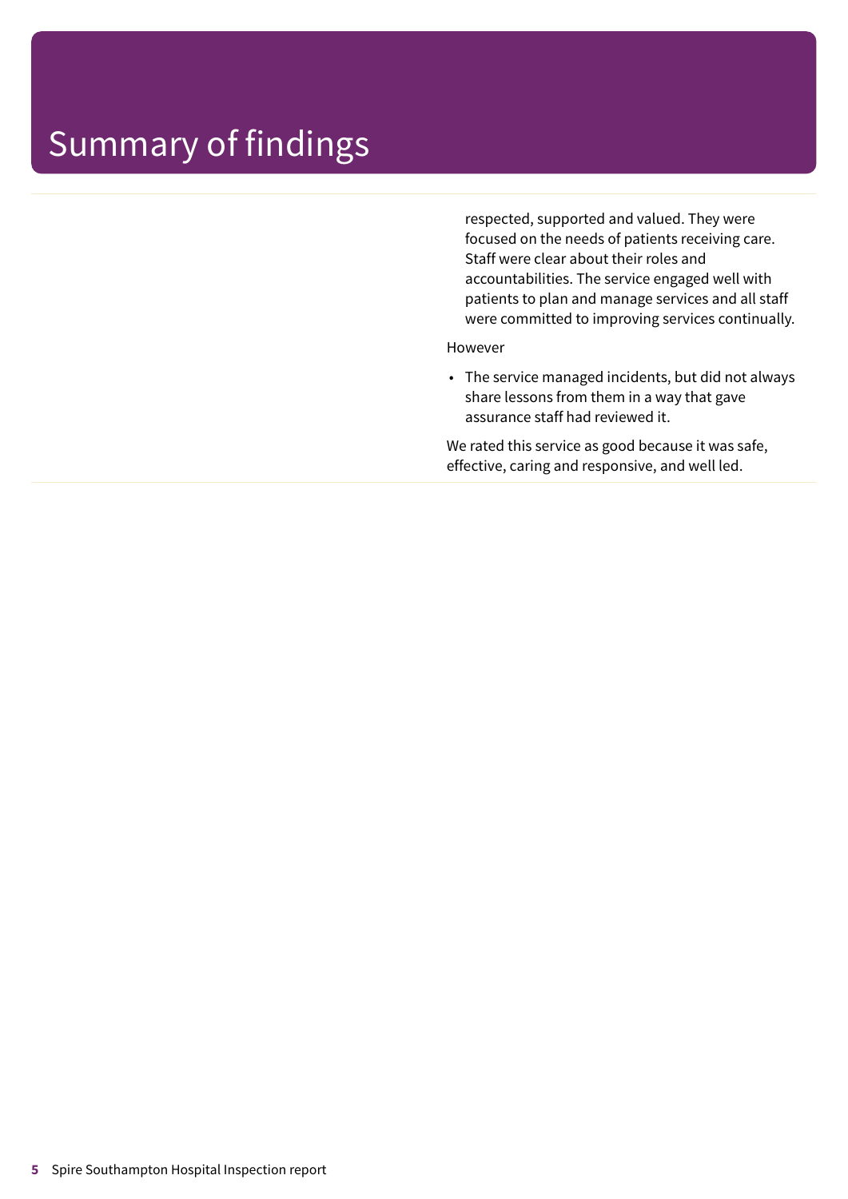# Summary of findings

respected, supported and valued. They were focused on the needs of patients receiving care. Staff were clear about their roles and accountabilities. The service engaged well with patients to plan and manage services and all staff were committed to improving services continually.

However

- The service managed incidents, but did not always share lessons from them in a way that gave assurance staff had reviewed it.

We rated this service as good because it was safe, effective, caring and responsive, and well led.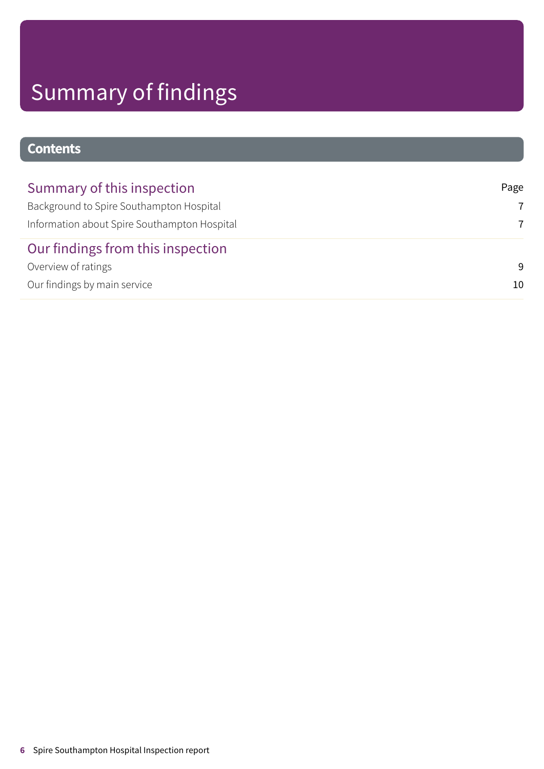# Summary of findings

## Contents

| Summary of this inspection | Page |
|---|---|
| Background to Spire Southampton Hospital | 7 |
| Information about Spire Southampton Hospital | 7 |
| **Our findings from this inspection** | |
| Overview of ratings | 9 |
| Our findings by main service | 10 |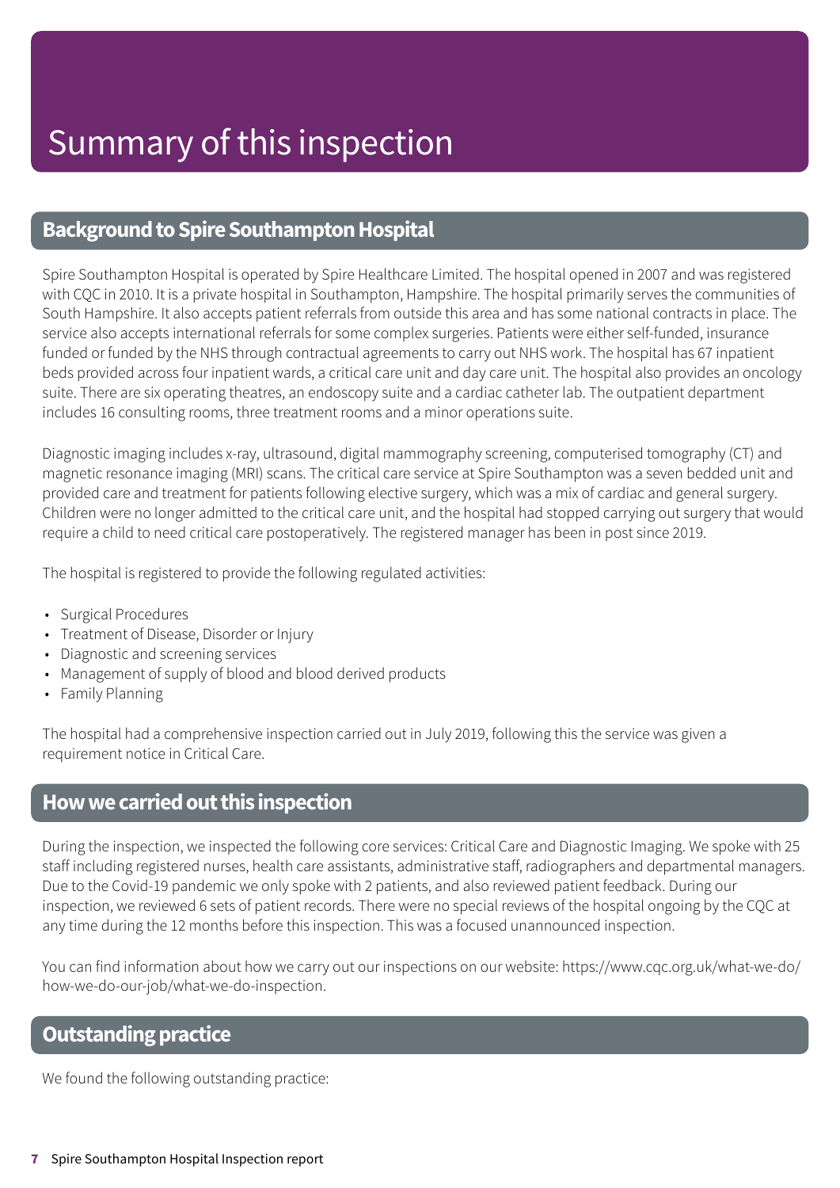# Summary of this inspection

## Background to Spire Southampton Hospital

Spire Southampton Hospital is operated by Spire Healthcare Limited. The hospital opened in 2007 and was registered with CQC in 2010. It is a private hospital in Southampton, Hampshire. The hospital primarily serves the communities of South Hampshire. It also accepts patient referrals from outside this area and has some national contracts in place. The service also accepts international referrals for some complex surgeries. Patients were either self-funded, insurance funded or funded by the NHS through contractual agreements to carry out NHS work. The hospital has 67 inpatient beds provided across four inpatient wards, a critical care unit and day care unit. The hospital also provides an oncology suite. There are six operating theatres, an endoscopy suite and a cardiac catheter lab. The outpatient department includes 16 consulting rooms, three treatment rooms and a minor operations suite.

Diagnostic imaging includes x-ray, ultrasound, digital mammography screening, computerised tomography (CT) and magnetic resonance imaging (MRI) scans. The critical care service at Spire Southampton was a seven bedded unit and provided care and treatment for patients following elective surgery, which was a mix of cardiac and general surgery. Children were no longer admitted to the critical care unit, and the hospital had stopped carrying out surgery that would require a child to need critical care postoperatively. The registered manager has been in post since 2019.

The hospital is registered to provide the following regulated activities:

- Surgical Procedures
- Treatment of Disease, Disorder or Injury
- Diagnostic and screening services
- Management of supply of blood and blood derived products
- Family Planning

The hospital had a comprehensive inspection carried out in July 2019, following this the service was given a requirement notice in Critical Care.

## How we carried out this inspection

During the inspection, we inspected the following core services: Critical Care and Diagnostic Imaging. We spoke with 25 staff including registered nurses, health care assistants, administrative staff, radiographers and departmental managers. Due to the Covid-19 pandemic we only spoke with 2 patients, and also reviewed patient feedback. During our inspection, we reviewed 6 sets of patient records. There were no special reviews of the hospital ongoing by the CQC at any time during the 12 months before this inspection. This was a focused unannounced inspection.

You can find information about how we carry out our inspections on our website: https://www.cqc.org.uk/what-we-do/how-we-do-our-job/what-we-do-inspection.

## Outstanding practice

We found the following outstanding practice: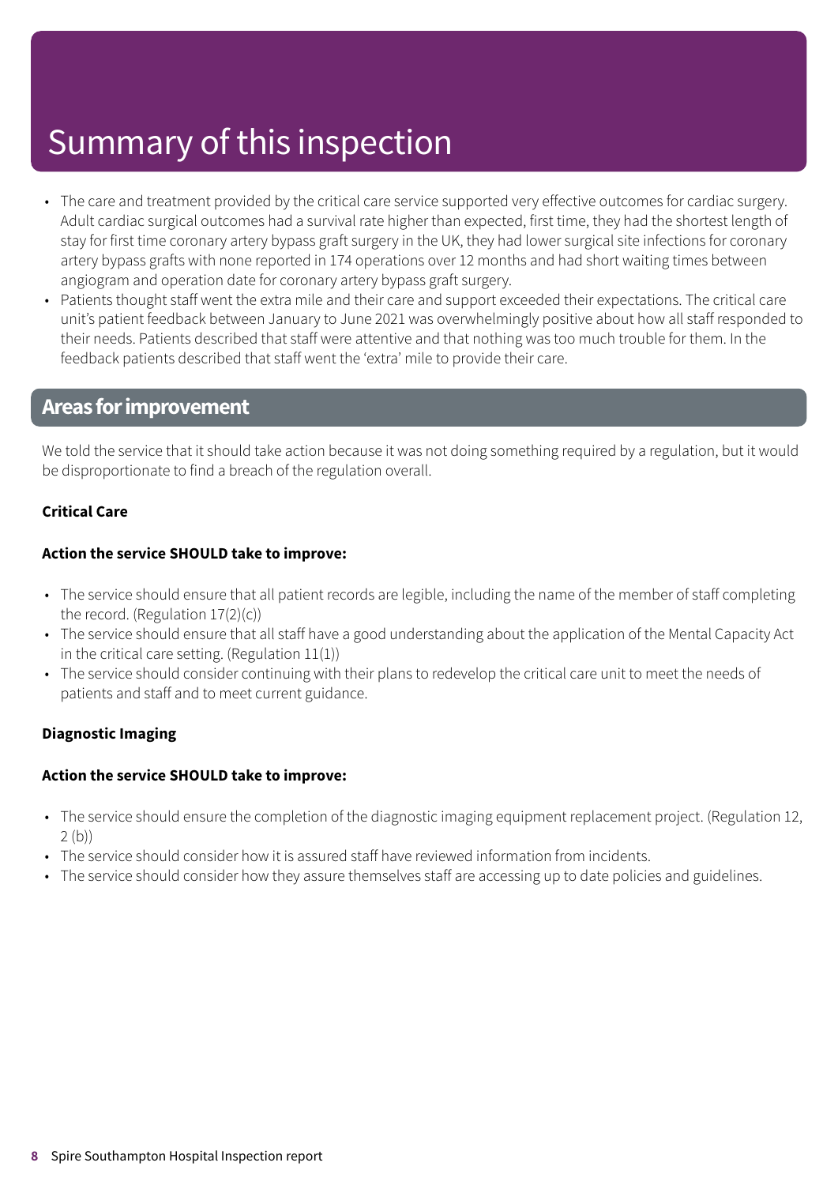# Summary of this inspection

- The care and treatment provided by the critical care service supported very effective outcomes for cardiac surgery. Adult cardiac surgical outcomes had a survival rate higher than expected, first time, they had the shortest length of stay for first time coronary artery bypass graft surgery in the UK, they had lower surgical site infections for coronary artery bypass grafts with none reported in 174 operations over 12 months and had short waiting times between angiogram and operation date for coronary artery bypass graft surgery.
- Patients thought staff went the extra mile and their care and support exceeded their expectations. The critical care unit's patient feedback between January to June 2021 was overwhelmingly positive about how all staff responded to their needs. Patients described that staff were attentive and that nothing was too much trouble for them. In the feedback patients described that staff went the 'extra' mile to provide their care.

## Areas for improvement

We told the service that it should take action because it was not doing something required by a regulation, but it would be disproportionate to find a breach of the regulation overall.

**Critical Care**

**Action the service SHOULD take to improve:**

- The service should ensure that all patient records are legible, including the name of the member of staff completing the record. (Regulation 17(2)(c))
- The service should ensure that all staff have a good understanding about the application of the Mental Capacity Act in the critical care setting. (Regulation 11(1))
- The service should consider continuing with their plans to redevelop the critical care unit to meet the needs of patients and staff and to meet current guidance.

**Diagnostic Imaging**

**Action the service SHOULD take to improve:**

- The service should ensure the completion of the diagnostic imaging equipment replacement project. (Regulation 12, 2 (b))
- The service should consider how it is assured staff have reviewed information from incidents.
- The service should consider how they assure themselves staff are accessing up to date policies and guidelines.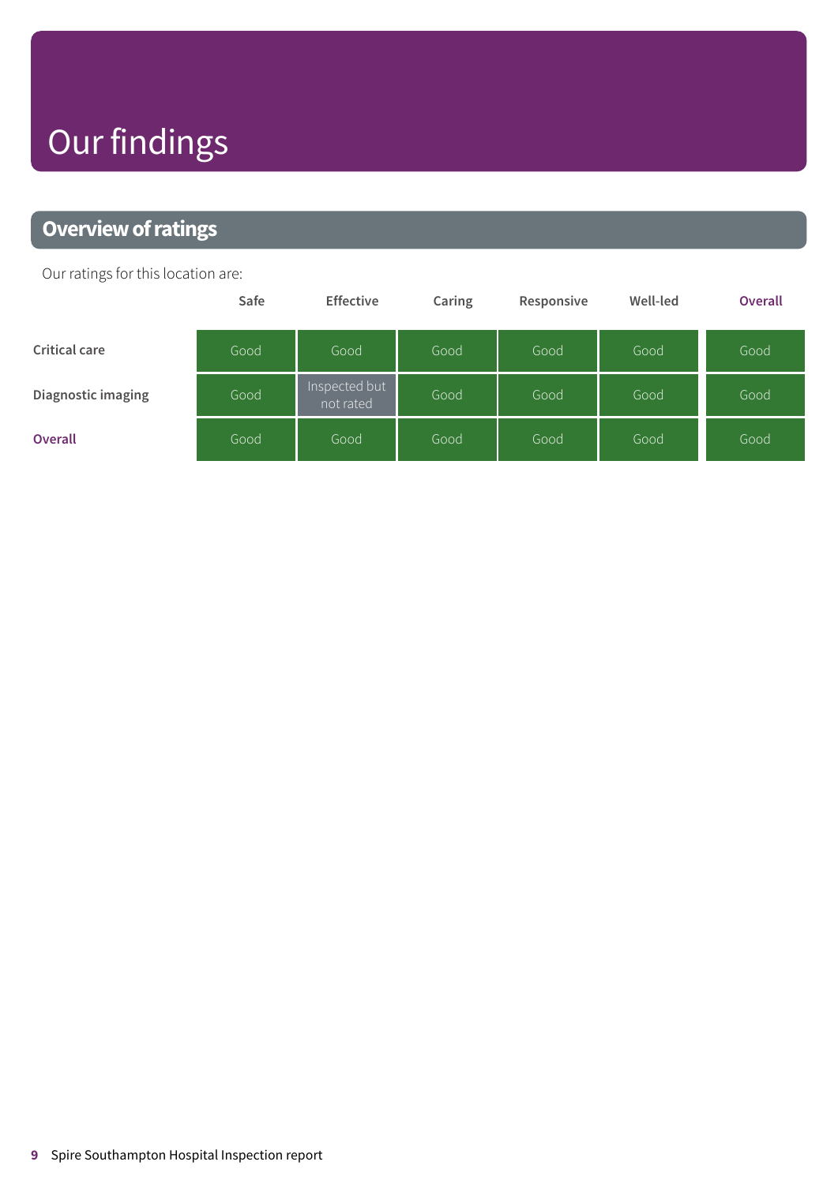# Our findings

## Overview of ratings

Our ratings for this location are:

| | Safe | Effective | Caring | Responsive | Well-led | Overall |
|---|---|---|---|---|---|---|
| **Critical care** | Good | Good | Good | Good | Good | Good |
| **Diagnostic imaging** | Good | Inspected but not rated | Good | Good | Good | Good |
| **Overall** | Good | Good | Good | Good | Good | Good |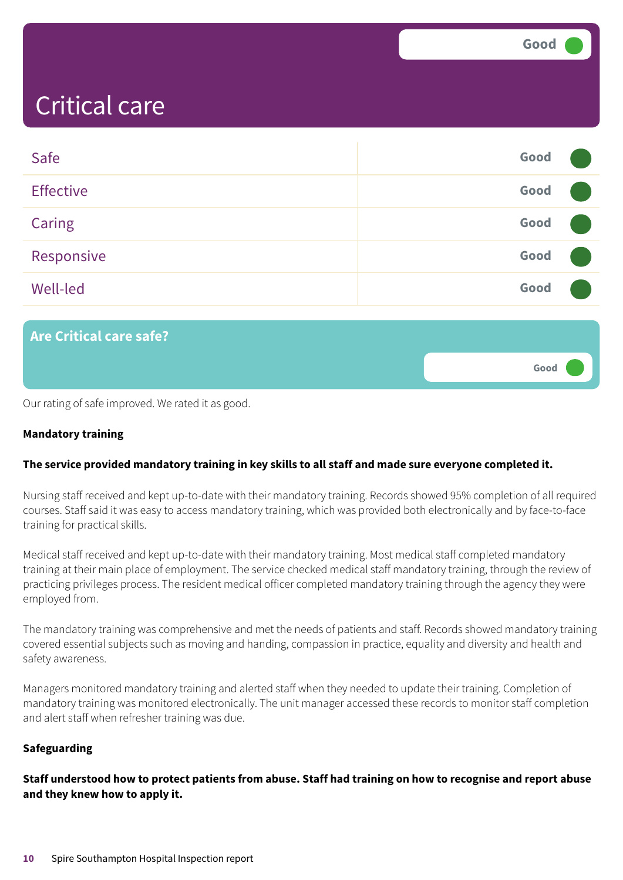# Critical care

Good

| | |
|---|---|
| Safe | Good |
| Effective | Good |
| Caring | Good |
| Responsive | Good |
| Well-led | Good |

## Are Critical care safe?

Good

Our rating of safe improved. We rated it as good.

### Mandatory training

**The service provided mandatory training in key skills to all staff and made sure everyone completed it.**

Nursing staff received and kept up-to-date with their mandatory training. Records showed 95% completion of all required courses. Staff said it was easy to access mandatory training, which was provided both electronically and by face-to-face training for practical skills.

Medical staff received and kept up-to-date with their mandatory training. Most medical staff completed mandatory training at their main place of employment. The service checked medical staff mandatory training, through the review of practicing privileges process. The resident medical officer completed mandatory training through the agency they were employed from.

The mandatory training was comprehensive and met the needs of patients and staff. Records showed mandatory training covered essential subjects such as moving and handing, compassion in practice, equality and diversity and health and safety awareness.

Managers monitored mandatory training and alerted staff when they needed to update their training. Completion of mandatory training was monitored electronically. The unit manager accessed these records to monitor staff completion and alert staff when refresher training was due.

### Safeguarding

**Staff understood how to protect patients from abuse. Staff had training on how to recognise and report abuse and they knew how to apply it.**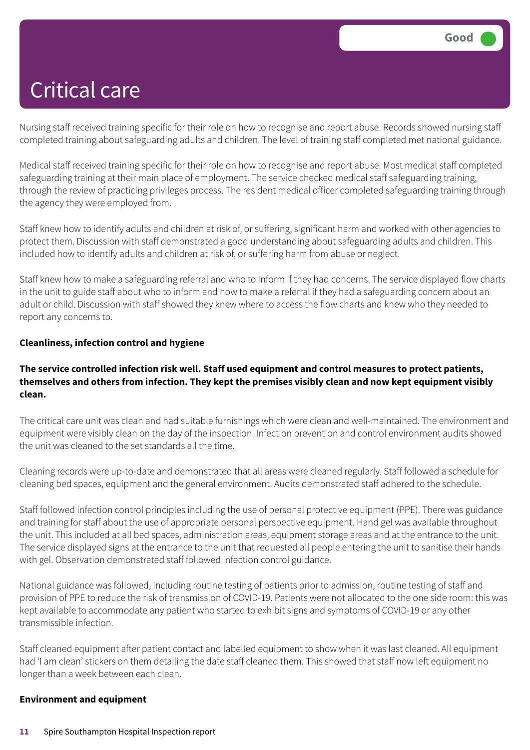# Critical care

Good

Nursing staff received training specific for their role on how to recognise and report abuse. Records showed nursing staff completed training about safeguarding adults and children. The level of training staff completed met national guidance.

Medical staff received training specific for their role on how to recognise and report abuse. Most medical staff completed safeguarding training at their main place of employment. The service checked medical staff safeguarding training, through the review of practicing privileges process. The resident medical officer completed safeguarding training through the agency they were employed from.

Staff knew how to identify adults and children at risk of, or suffering, significant harm and worked with other agencies to protect them. Discussion with staff demonstrated a good understanding about safeguarding adults and children. This included how to identify adults and children at risk of, or suffering harm from abuse or neglect.

Staff knew how to make a safeguarding referral and who to inform if they had concerns. The service displayed flow charts in the unit to guide staff about who to inform and how to make a referral if they had a safeguarding concern about an adult or child. Discussion with staff showed they knew where to access the flow charts and knew who they needed to report any concerns to.

**Cleanliness, infection control and hygiene**

**The service controlled infection risk well. Staff used equipment and control measures to protect patients, themselves and others from infection. They kept the premises visibly clean and now kept equipment visibly clean.**

The critical care unit was clean and had suitable furnishings which were clean and well-maintained. The environment and equipment were visibly clean on the day of the inspection. Infection prevention and control environment audits showed the unit was cleaned to the set standards all the time.

Cleaning records were up-to-date and demonstrated that all areas were cleaned regularly. Staff followed a schedule for cleaning bed spaces, equipment and the general environment. Audits demonstrated staff adhered to the schedule.

Staff followed infection control principles including the use of personal protective equipment (PPE). There was guidance and training for staff about the use of appropriate personal perspective equipment. Hand gel was available throughout the unit. This included at all bed spaces, administration areas, equipment storage areas and at the entrance to the unit. The service displayed signs at the entrance to the unit that requested all people entering the unit to sanitise their hands with gel. Observation demonstrated staff followed infection control guidance.

National guidance was followed, including routine testing of patients prior to admission, routine testing of staff and provision of PPE to reduce the risk of transmission of COVID-19. Patients were not allocated to the one side room: this was kept available to accommodate any patient who started to exhibit signs and symptoms of COVID-19 or any other transmissible infection.

Staff cleaned equipment after patient contact and labelled equipment to show when it was last cleaned. All equipment had 'I am clean' stickers on them detailing the date staff cleaned them. This showed that staff now left equipment no longer than a week between each clean.

**Environment and equipment**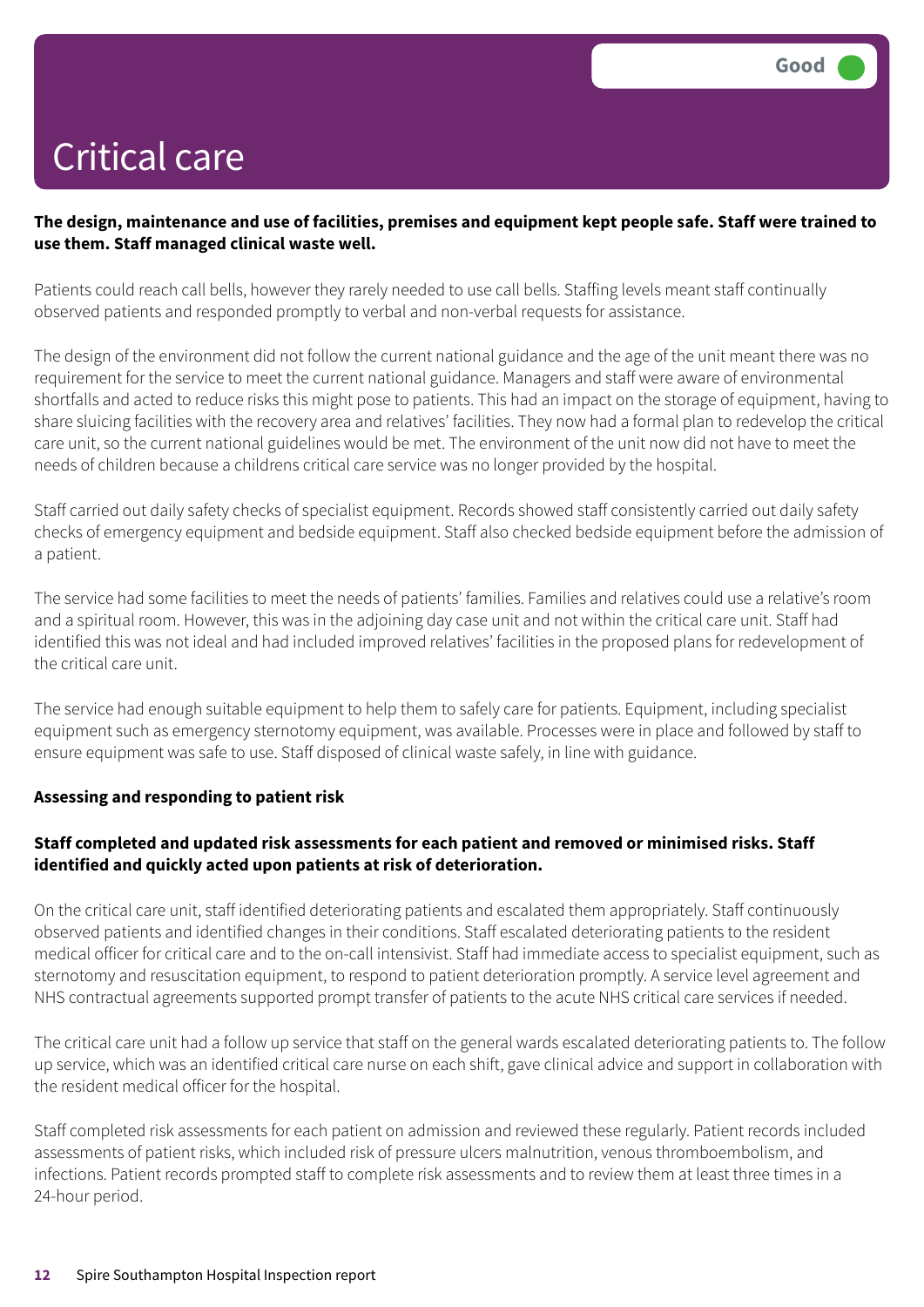# Critical care

Good

**The design, maintenance and use of facilities, premises and equipment kept people safe. Staff were trained to use them. Staff managed clinical waste well.**

Patients could reach call bells, however they rarely needed to use call bells. Staffing levels meant staff continually observed patients and responded promptly to verbal and non-verbal requests for assistance.

The design of the environment did not follow the current national guidance and the age of the unit meant there was no requirement for the service to meet the current national guidance. Managers and staff were aware of environmental shortfalls and acted to reduce risks this might pose to patients. This had an impact on the storage of equipment, having to share sluicing facilities with the recovery area and relatives' facilities. They now had a formal plan to redevelop the critical care unit, so the current national guidelines would be met. The environment of the unit now did not have to meet the needs of children because a childrens critical care service was no longer provided by the hospital.

Staff carried out daily safety checks of specialist equipment. Records showed staff consistently carried out daily safety checks of emergency equipment and bedside equipment. Staff also checked bedside equipment before the admission of a patient.

The service had some facilities to meet the needs of patients' families. Families and relatives could use a relative's room and a spiritual room. However, this was in the adjoining day case unit and not within the critical care unit. Staff had identified this was not ideal and had included improved relatives' facilities in the proposed plans for redevelopment of the critical care unit.

The service had enough suitable equipment to help them to safely care for patients. Equipment, including specialist equipment such as emergency sternotomy equipment, was available. Processes were in place and followed by staff to ensure equipment was safe to use. Staff disposed of clinical waste safely, in line with guidance.

**Assessing and responding to patient risk**

**Staff completed and updated risk assessments for each patient and removed or minimised risks. Staff identified and quickly acted upon patients at risk of deterioration.**

On the critical care unit, staff identified deteriorating patients and escalated them appropriately. Staff continuously observed patients and identified changes in their conditions. Staff escalated deteriorating patients to the resident medical officer for critical care and to the on-call intensivist. Staff had immediate access to specialist equipment, such as sternotomy and resuscitation equipment, to respond to patient deterioration promptly. A service level agreement and NHS contractual agreements supported prompt transfer of patients to the acute NHS critical care services if needed.

The critical care unit had a follow up service that staff on the general wards escalated deteriorating patients to. The follow up service, which was an identified critical care nurse on each shift, gave clinical advice and support in collaboration with the resident medical officer for the hospital.

Staff completed risk assessments for each patient on admission and reviewed these regularly. Patient records included assessments of patient risks, which included risk of pressure ulcers malnutrition, venous thromboembolism, and infections. Patient records prompted staff to complete risk assessments and to review them at least three times in a 24-hour period.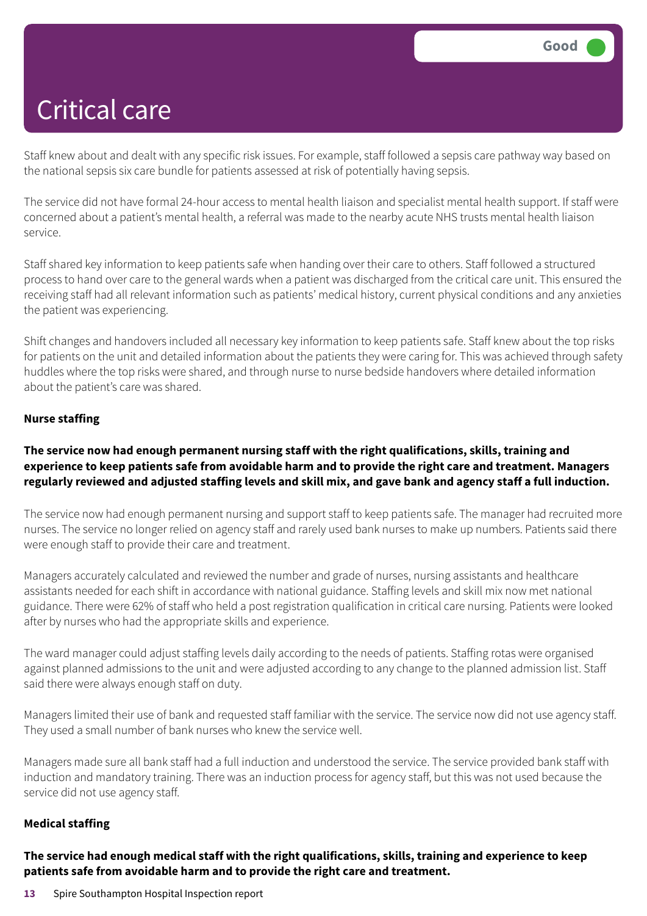# Critical care

Good

Staff knew about and dealt with any specific risk issues. For example, staff followed a sepsis care pathway way based on the national sepsis six care bundle for patients assessed at risk of potentially having sepsis.

The service did not have formal 24-hour access to mental health liaison and specialist mental health support. If staff were concerned about a patient's mental health, a referral was made to the nearby acute NHS trusts mental health liaison service.

Staff shared key information to keep patients safe when handing over their care to others. Staff followed a structured process to hand over care to the general wards when a patient was discharged from the critical care unit. This ensured the receiving staff had all relevant information such as patients' medical history, current physical conditions and any anxieties the patient was experiencing.

Shift changes and handovers included all necessary key information to keep patients safe. Staff knew about the top risks for patients on the unit and detailed information about the patients they were caring for. This was achieved through safety huddles where the top risks were shared, and through nurse to nurse bedside handovers where detailed information about the patient's care was shared.

**Nurse staffing**

**The service now had enough permanent nursing staff with the right qualifications, skills, training and experience to keep patients safe from avoidable harm and to provide the right care and treatment. Managers regularly reviewed and adjusted staffing levels and skill mix, and gave bank and agency staff a full induction.**

The service now had enough permanent nursing and support staff to keep patients safe. The manager had recruited more nurses. The service no longer relied on agency staff and rarely used bank nurses to make up numbers. Patients said there were enough staff to provide their care and treatment.

Managers accurately calculated and reviewed the number and grade of nurses, nursing assistants and healthcare assistants needed for each shift in accordance with national guidance. Staffing levels and skill mix now met national guidance. There were 62% of staff who held a post registration qualification in critical care nursing. Patients were looked after by nurses who had the appropriate skills and experience.

The ward manager could adjust staffing levels daily according to the needs of patients. Staffing rotas were organised against planned admissions to the unit and were adjusted according to any change to the planned admission list. Staff said there were always enough staff on duty.

Managers limited their use of bank and requested staff familiar with the service. The service now did not use agency staff. They used a small number of bank nurses who knew the service well.

Managers made sure all bank staff had a full induction and understood the service. The service provided bank staff with induction and mandatory training. There was an induction process for agency staff, but this was not used because the service did not use agency staff.

**Medical staffing**

**The service had enough medical staff with the right qualifications, skills, training and experience to keep patients safe from avoidable harm and to provide the right care and treatment.**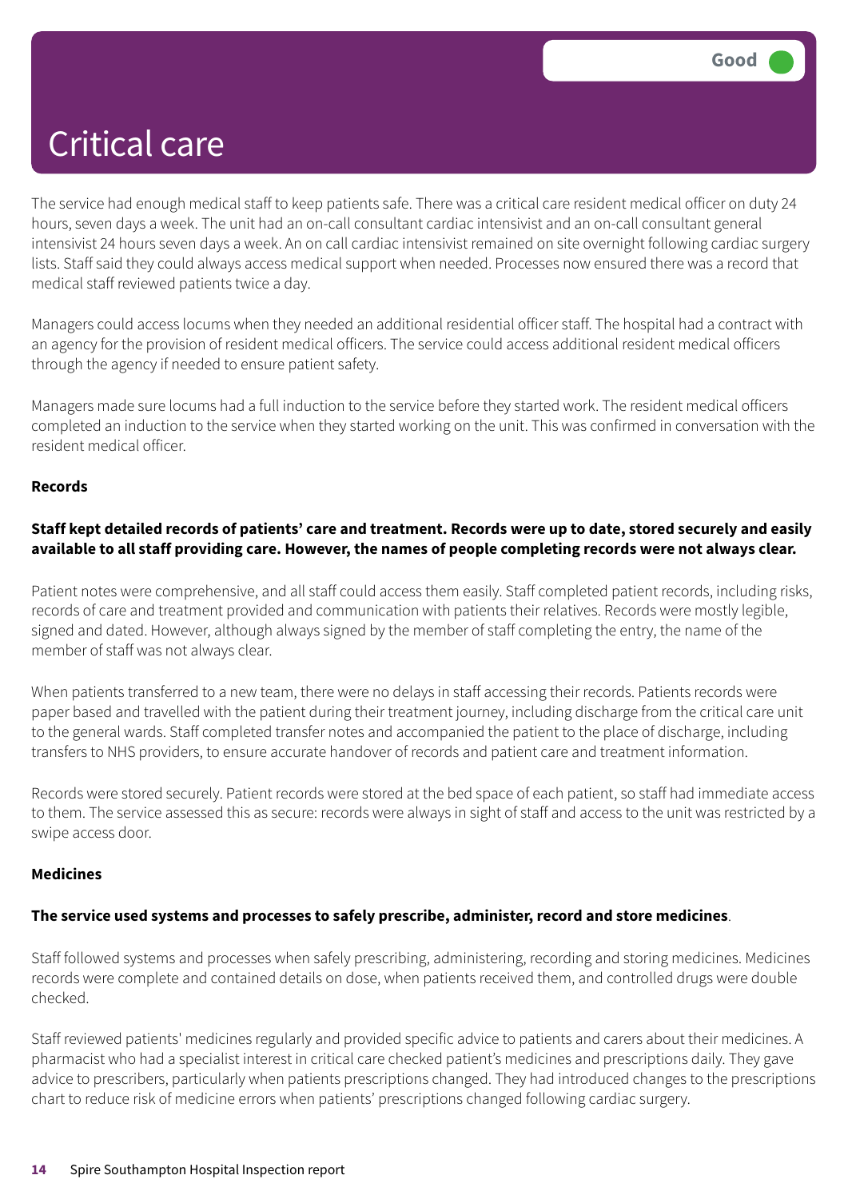# Critical care

Good

The service had enough medical staff to keep patients safe. There was a critical care resident medical officer on duty 24 hours, seven days a week. The unit had an on-call consultant cardiac intensivist and an on-call consultant general intensivist 24 hours seven days a week. An on call cardiac intensivist remained on site overnight following cardiac surgery lists. Staff said they could always access medical support when needed. Processes now ensured there was a record that medical staff reviewed patients twice a day.

Managers could access locums when they needed an additional residential officer staff. The hospital had a contract with an agency for the provision of resident medical officers. The service could access additional resident medical officers through the agency if needed to ensure patient safety.

Managers made sure locums had a full induction to the service before they started work. The resident medical officers completed an induction to the service when they started working on the unit. This was confirmed in conversation with the resident medical officer.

**Records**

**Staff kept detailed records of patients' care and treatment. Records were up to date, stored securely and easily available to all staff providing care. However, the names of people completing records were not always clear.**

Patient notes were comprehensive, and all staff could access them easily. Staff completed patient records, including risks, records of care and treatment provided and communication with patients their relatives. Records were mostly legible, signed and dated. However, although always signed by the member of staff completing the entry, the name of the member of staff was not always clear.

When patients transferred to a new team, there were no delays in staff accessing their records. Patients records were paper based and travelled with the patient during their treatment journey, including discharge from the critical care unit to the general wards. Staff completed transfer notes and accompanied the patient to the place of discharge, including transfers to NHS providers, to ensure accurate handover of records and patient care and treatment information.

Records were stored securely. Patient records were stored at the bed space of each patient, so staff had immediate access to them. The service assessed this as secure: records were always in sight of staff and access to the unit was restricted by a swipe access door.

**Medicines**

**The service used systems and processes to safely prescribe, administer, record and store medicines**.

Staff followed systems and processes when safely prescribing, administering, recording and storing medicines. Medicines records were complete and contained details on dose, when patients received them, and controlled drugs were double checked.

Staff reviewed patients' medicines regularly and provided specific advice to patients and carers about their medicines. A pharmacist who had a specialist interest in critical care checked patient's medicines and prescriptions daily. They gave advice to prescribers, particularly when patients prescriptions changed. They had introduced changes to the prescriptions chart to reduce risk of medicine errors when patients' prescriptions changed following cardiac surgery.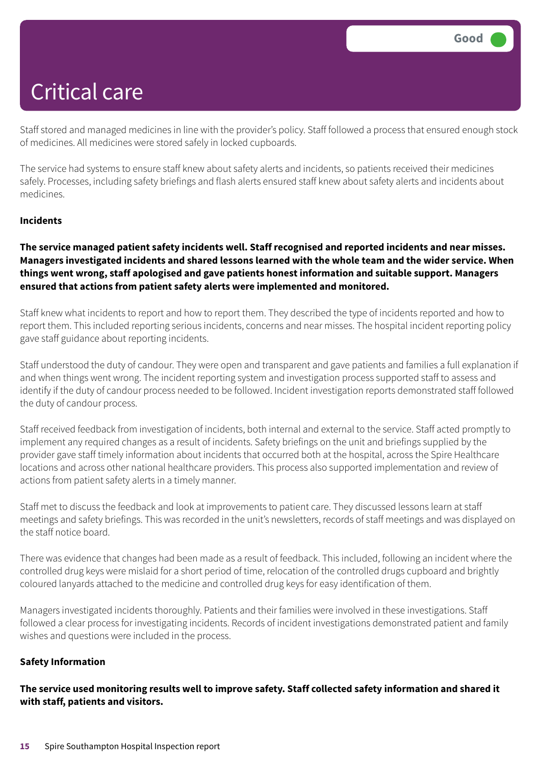# Critical care

Good

Staff stored and managed medicines in line with the provider's policy. Staff followed a process that ensured enough stock of medicines. All medicines were stored safely in locked cupboards.

The service had systems to ensure staff knew about safety alerts and incidents, so patients received their medicines safely. Processes, including safety briefings and flash alerts ensured staff knew about safety alerts and incidents about medicines.

**Incidents**

**The service managed patient safety incidents well. Staff recognised and reported incidents and near misses. Managers investigated incidents and shared lessons learned with the whole team and the wider service. When things went wrong, staff apologised and gave patients honest information and suitable support. Managers ensured that actions from patient safety alerts were implemented and monitored.**

Staff knew what incidents to report and how to report them. They described the type of incidents reported and how to report them. This included reporting serious incidents, concerns and near misses. The hospital incident reporting policy gave staff guidance about reporting incidents.

Staff understood the duty of candour. They were open and transparent and gave patients and families a full explanation if and when things went wrong. The incident reporting system and investigation process supported staff to assess and identify if the duty of candour process needed to be followed. Incident investigation reports demonstrated staff followed the duty of candour process.

Staff received feedback from investigation of incidents, both internal and external to the service. Staff acted promptly to implement any required changes as a result of incidents. Safety briefings on the unit and briefings supplied by the provider gave staff timely information about incidents that occurred both at the hospital, across the Spire Healthcare locations and across other national healthcare providers. This process also supported implementation and review of actions from patient safety alerts in a timely manner.

Staff met to discuss the feedback and look at improvements to patient care. They discussed lessons learn at staff meetings and safety briefings. This was recorded in the unit's newsletters, records of staff meetings and was displayed on the staff notice board.

There was evidence that changes had been made as a result of feedback. This included, following an incident where the controlled drug keys were mislaid for a short period of time, relocation of the controlled drugs cupboard and brightly coloured lanyards attached to the medicine and controlled drug keys for easy identification of them.

Managers investigated incidents thoroughly. Patients and their families were involved in these investigations. Staff followed a clear process for investigating incidents. Records of incident investigations demonstrated patient and family wishes and questions were included in the process.

**Safety Information**

**The service used monitoring results well to improve safety. Staff collected safety information and shared it with staff, patients and visitors.**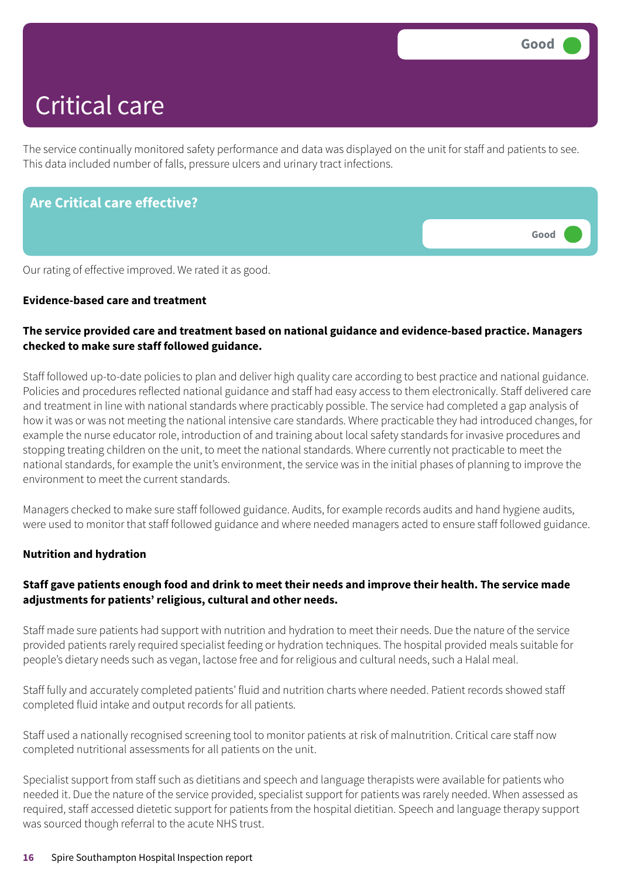# Critical care

Good

The service continually monitored safety performance and data was displayed on the unit for staff and patients to see. This data included number of falls, pressure ulcers and urinary tract infections.

## Are Critical care effective?

Good

Our rating of effective improved. We rated it as good.

**Evidence-based care and treatment**

**The service provided care and treatment based on national guidance and evidence-based practice. Managers checked to make sure staff followed guidance.**

Staff followed up-to-date policies to plan and deliver high quality care according to best practice and national guidance. Policies and procedures reflected national guidance and staff had easy access to them electronically. Staff delivered care and treatment in line with national standards where practically possible. The service had completed a gap analysis of how it was or was not meeting the national intensive care standards. Where practicable they had introduced changes, for example the nurse educator role, introduction of and training about local safety standards for invasive procedures and stopping treating children on the unit, to meet the national standards. Where currently not practicable to meet the national standards, for example the unit's environment, the service was in the initial phases of planning to improve the environment to meet the current standards.

Managers checked to make sure staff followed guidance. Audits, for example records audits and hand hygiene audits, were used to monitor that staff followed guidance and where needed managers acted to ensure staff followed guidance.

**Nutrition and hydration**

**Staff gave patients enough food and drink to meet their needs and improve their health. The service made adjustments for patients' religious, cultural and other needs.**

Staff made sure patients had support with nutrition and hydration to meet their needs. Due the nature of the service provided patients rarely required specialist feeding or hydration techniques. The hospital provided meals suitable for people's dietary needs such as vegan, lactose free and for religious and cultural needs, such a Halal meal.

Staff fully and accurately completed patients' fluid and nutrition charts where needed. Patient records showed staff completed fluid intake and output records for all patients.

Staff used a nationally recognised screening tool to monitor patients at risk of malnutrition. Critical care staff now completed nutritional assessments for all patients on the unit.

Specialist support from staff such as dietitians and speech and language therapists were available for patients who needed it. Due the nature of the service provided, specialist support for patients was rarely needed. When assessed as required, staff accessed dietetic support for patients from the hospital dietitian. Speech and language therapy support was sourced though referral to the acute NHS trust.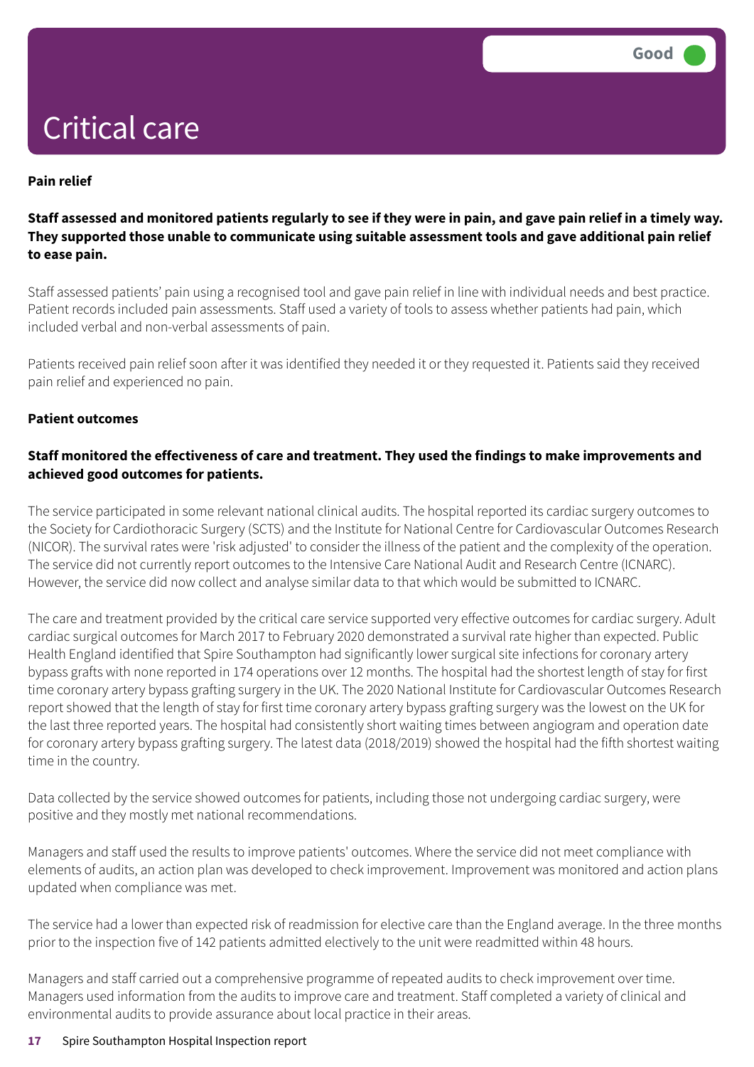# Critical care

Good

**Pain relief**

**Staff assessed and monitored patients regularly to see if they were in pain, and gave pain relief in a timely way. They supported those unable to communicate using suitable assessment tools and gave additional pain relief to ease pain.**

Staff assessed patients' pain using a recognised tool and gave pain relief in line with individual needs and best practice. Patient records included pain assessments. Staff used a variety of tools to assess whether patients had pain, which included verbal and non-verbal assessments of pain.

Patients received pain relief soon after it was identified they needed it or they requested it. Patients said they received pain relief and experienced no pain.

**Patient outcomes**

**Staff monitored the effectiveness of care and treatment. They used the findings to make improvements and achieved good outcomes for patients.**

The service participated in some relevant national clinical audits. The hospital reported its cardiac surgery outcomes to the Society for Cardiothoracic Surgery (SCTS) and the Institute for National Centre for Cardiovascular Outcomes Research (NICOR). The survival rates were 'risk adjusted' to consider the illness of the patient and the complexity of the operation. The service did not currently report outcomes to the Intensive Care National Audit and Research Centre (ICNARC). However, the service did now collect and analyse similar data to that which would be submitted to ICNARC.

The care and treatment provided by the critical care service supported very effective outcomes for cardiac surgery. Adult cardiac surgical outcomes for March 2017 to February 2020 demonstrated a survival rate higher than expected. Public Health England identified that Spire Southampton had significantly lower surgical site infections for coronary artery bypass grafts with none reported in 174 operations over 12 months. The hospital had the shortest length of stay for first time coronary artery bypass grafting surgery in the UK. The 2020 National Institute for Cardiovascular Outcomes Research report showed that the length of stay for first time coronary artery bypass grafting surgery was the lowest on the UK for the last three reported years. The hospital had consistently short waiting times between angiogram and operation date for coronary artery bypass grafting surgery. The latest data (2018/2019) showed the hospital had the fifth shortest waiting time in the country.

Data collected by the service showed outcomes for patients, including those not undergoing cardiac surgery, were positive and they mostly met national recommendations.

Managers and staff used the results to improve patients' outcomes. Where the service did not meet compliance with elements of audits, an action plan was developed to check improvement. Improvement was monitored and action plans updated when compliance was met.

The service had a lower than expected risk of readmission for elective care than the England average. In the three months prior to the inspection five of 142 patients admitted electively to the unit were readmitted within 48 hours.

Managers and staff carried out a comprehensive programme of repeated audits to check improvement over time. Managers used information from the audits to improve care and treatment. Staff completed a variety of clinical and environmental audits to provide assurance about local practice in their areas.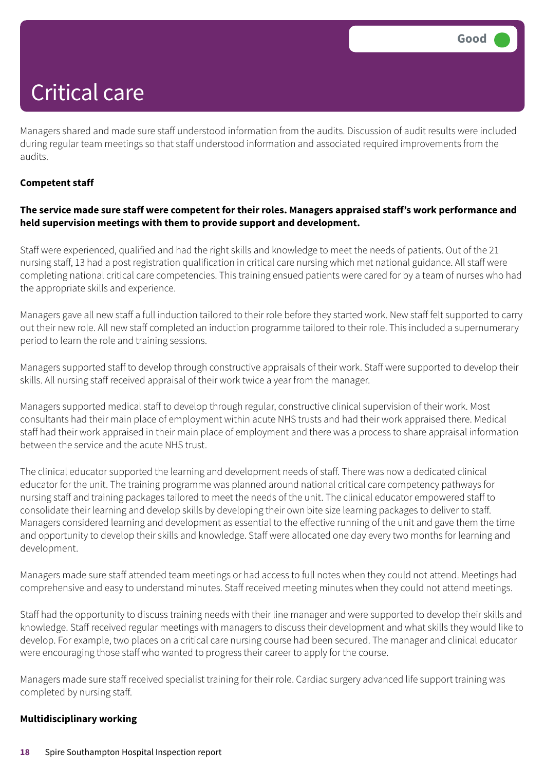# Critical care

Good

Managers shared and made sure staff understood information from the audits. Discussion of audit results were included during regular team meetings so that staff understood information and associated required improvements from the audits.

**Competent staff**

**The service made sure staff were competent for their roles. Managers appraised staff's work performance and held supervision meetings with them to provide support and development.**

Staff were experienced, qualified and had the right skills and knowledge to meet the needs of patients. Out of the 21 nursing staff, 13 had a post registration qualification in critical care nursing which met national guidance. All staff were completing national critical care competencies. This training ensued patients were cared for by a team of nurses who had the appropriate skills and experience.

Managers gave all new staff a full induction tailored to their role before they started work. New staff felt supported to carry out their new role. All new staff completed an induction programme tailored to their role. This included a supernumerary period to learn the role and training sessions.

Managers supported staff to develop through constructive appraisals of their work. Staff were supported to develop their skills. All nursing staff received appraisal of their work twice a year from the manager.

Managers supported medical staff to develop through regular, constructive clinical supervision of their work. Most consultants had their main place of employment within acute NHS trusts and had their work appraised there. Medical staff had their work appraised in their main place of employment and there was a process to share appraisal information between the service and the acute NHS trust.

The clinical educator supported the learning and development needs of staff. There was now a dedicated clinical educator for the unit. The training programme was planned around national critical care competency pathways for nursing staff and training packages tailored to meet the needs of the unit. The clinical educator empowered staff to consolidate their learning and develop skills by developing their own bite size learning packages to deliver to staff. Managers considered learning and development as essential to the effective running of the unit and gave them the time and opportunity to develop their skills and knowledge. Staff were allocated one day every two months for learning and development.

Managers made sure staff attended team meetings or had access to full notes when they could not attend. Meetings had comprehensive and easy to understand minutes. Staff received meeting minutes when they could not attend meetings.

Staff had the opportunity to discuss training needs with their line manager and were supported to develop their skills and knowledge. Staff received regular meetings with managers to discuss their development and what skills they would like to develop. For example, two places on a critical care nursing course had been secured. The manager and clinical educator were encouraging those staff who wanted to progress their career to apply for the course.

Managers made sure staff received specialist training for their role. Cardiac surgery advanced life support training was completed by nursing staff.

**Multidisciplinary working**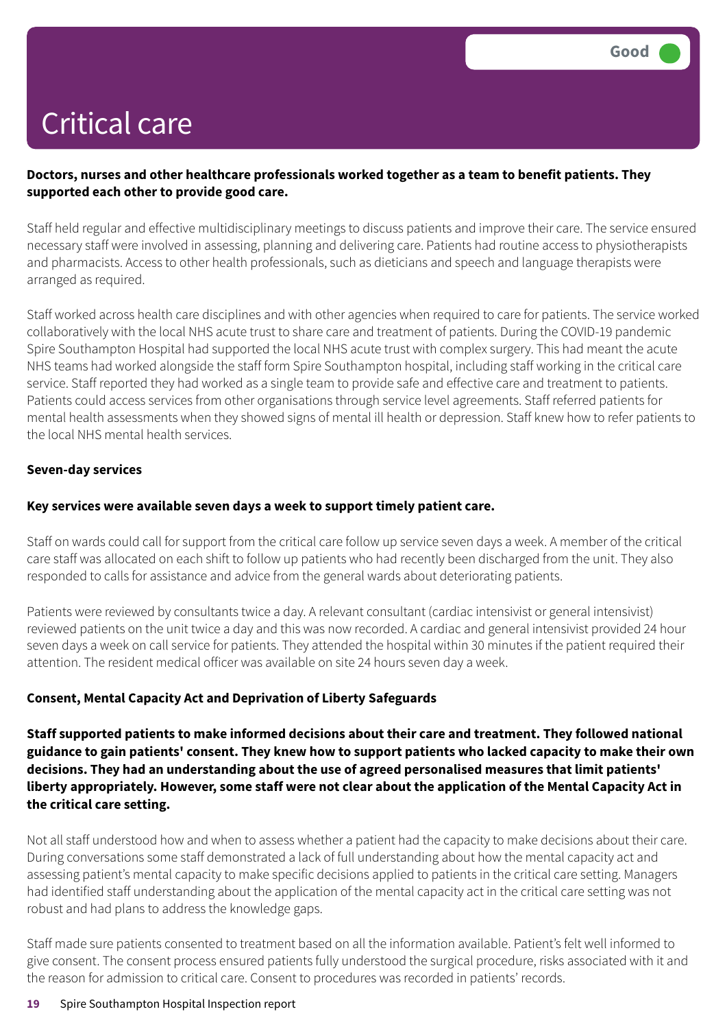# Critical care

Good

**Doctors, nurses and other healthcare professionals worked together as a team to benefit patients. They supported each other to provide good care.**

Staff held regular and effective multidisciplinary meetings to discuss patients and improve their care. The service ensured necessary staff were involved in assessing, planning and delivering care. Patients had routine access to physiotherapists and pharmacists. Access to other health professionals, such as dieticians and speech and language therapists were arranged as required.

Staff worked across health care disciplines and with other agencies when required to care for patients. The service worked collaboratively with the local NHS acute trust to share care and treatment of patients. During the COVID-19 pandemic Spire Southampton Hospital had supported the local NHS acute trust with complex surgery. This had meant the acute NHS teams had worked alongside the staff form Spire Southampton hospital, including staff working in the critical care service. Staff reported they had worked as a single team to provide safe and effective care and treatment to patients. Patients could access services from other organisations through service level agreements. Staff referred patients for mental health assessments when they showed signs of mental ill health or depression. Staff knew how to refer patients to the local NHS mental health services.

**Seven-day services**

**Key services were available seven days a week to support timely patient care.**

Staff on wards could call for support from the critical care follow up service seven days a week. A member of the critical care staff was allocated on each shift to follow up patients who had recently been discharged from the unit. They also responded to calls for assistance and advice from the general wards about deteriorating patients.

Patients were reviewed by consultants twice a day. A relevant consultant (cardiac intensivist or general intensivist) reviewed patients on the unit twice a day and this was now recorded. A cardiac and general intensivist provided 24 hour seven days a week on call service for patients. They attended the hospital within 30 minutes if the patient required their attention. The resident medical officer was available on site 24 hours seven day a week.

**Consent, Mental Capacity Act and Deprivation of Liberty Safeguards**

**Staff supported patients to make informed decisions about their care and treatment. They followed national guidance to gain patients' consent. They knew how to support patients who lacked capacity to make their own decisions. They had an understanding about the use of agreed personalised measures that limit patients' liberty appropriately. However, some staff were not clear about the application of the Mental Capacity Act in the critical care setting.**

Not all staff understood how and when to assess whether a patient had the capacity to make decisions about their care. During conversations some staff demonstrated a lack of full understanding about how the mental capacity act and assessing patient's mental capacity to make specific decisions applied to patients in the critical care setting. Managers had identified staff understanding about the application of the mental capacity act in the critical care setting was not robust and had plans to address the knowledge gaps.

Staff made sure patients consented to treatment based on all the information available. Patient's felt well informed to give consent. The consent process ensured patients fully understood the surgical procedure, risks associated with it and the reason for admission to critical care. Consent to procedures was recorded in patients' records.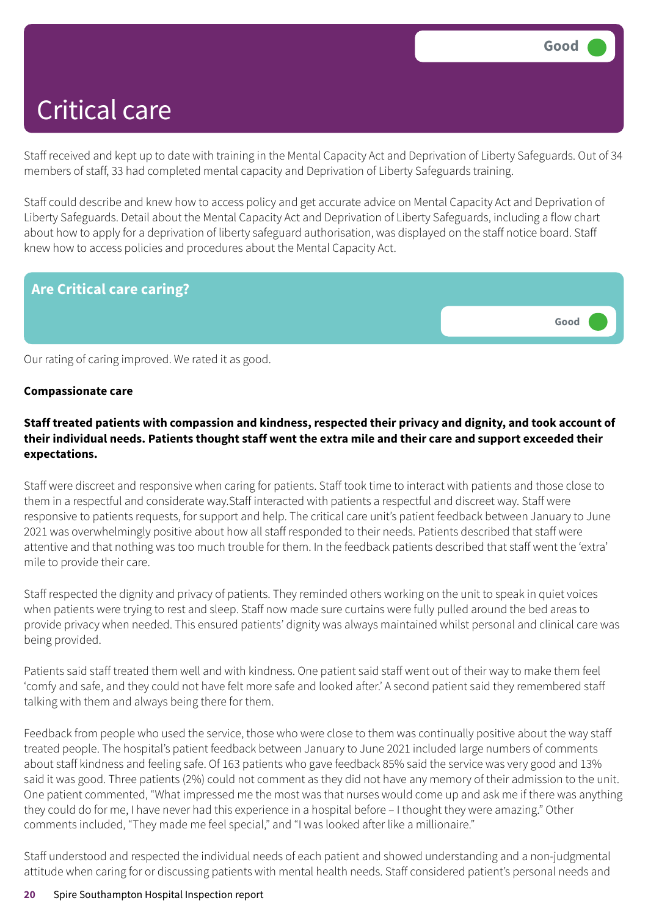# Critical care

Good

Staff received and kept up to date with training in the Mental Capacity Act and Deprivation of Liberty Safeguards. Out of 34 members of staff, 33 had completed mental capacity and Deprivation of Liberty Safeguards training.

Staff could describe and knew how to access policy and get accurate advice on Mental Capacity Act and Deprivation of Liberty Safeguards. Detail about the Mental Capacity Act and Deprivation of Liberty Safeguards, including a flow chart about how to apply for a deprivation of liberty safeguard authorisation, was displayed on the staff notice board. Staff knew how to access policies and procedures about the Mental Capacity Act.

## Are Critical care caring?

Good

Our rating of caring improved. We rated it as good.

**Compassionate care**

**Staff treated patients with compassion and kindness, respected their privacy and dignity, and took account of their individual needs. Patients thought staff went the extra mile and their care and support exceeded their expectations.**

Staff were discreet and responsive when caring for patients. Staff took time to interact with patients and those close to them in a respectful and considerate way.Staff interacted with patients a respectful and discreet way. Staff were responsive to patients requests, for support and help. The critical care unit's patient feedback between January to June 2021 was overwhelmingly positive about how all staff responded to their needs. Patients described that staff were attentive and that nothing was too much trouble for them. In the feedback patients described that staff went the 'extra' mile to provide their care.

Staff respected the dignity and privacy of patients. They reminded others working on the unit to speak in quiet voices when patients were trying to rest and sleep. Staff now made sure curtains were fully pulled around the bed areas to provide privacy when needed. This ensured patients' dignity was always maintained whilst personal and clinical care was being provided.

Patients said staff treated them well and with kindness. One patient said staff went out of their way to make them feel 'comfy and safe, and they could not have felt more safe and looked after.' A second patient said they remembered staff talking with them and always being there for them.

Feedback from people who used the service, those who were close to them was continually positive about the way staff treated people. The hospital's patient feedback between January to June 2021 included large numbers of comments about staff kindness and feeling safe. Of 163 patients who gave feedback 85% said the service was very good and 13% said it was good. Three patients (2%) could not comment as they did not have any memory of their admission to the unit. One patient commented, "What impressed me the most was that nurses would come up and ask me if there was anything they could do for me, I have never had this experience in a hospital before – I thought they were amazing." Other comments included, "They made me feel special," and "I was looked after like a millionaire."

Staff understood and respected the individual needs of each patient and showed understanding and a non-judgmental attitude when caring for or discussing patients with mental health needs. Staff considered patient's personal needs and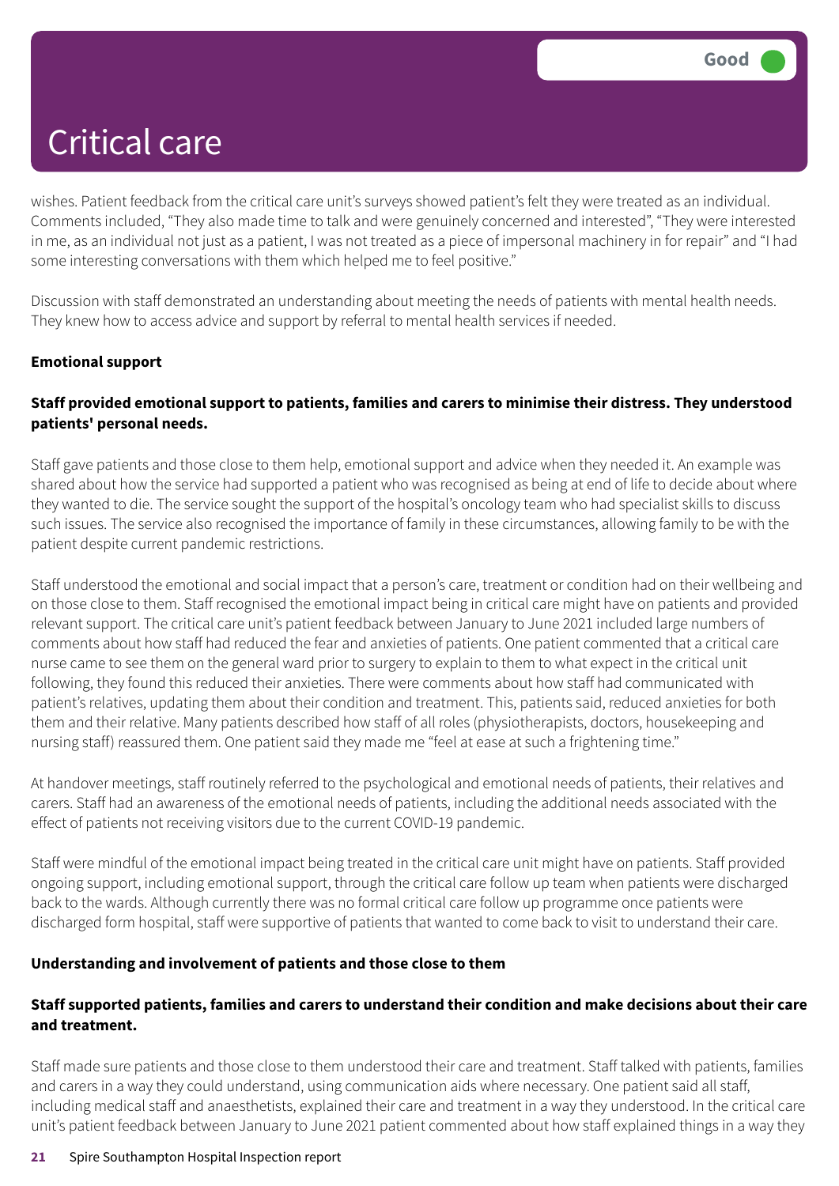wishes. Patient feedback from the critical care unit's surveys showed patient's felt they were treated as an individual. Comments included, "They also made time to talk and were genuinely concerned and interested", "They were interested in me, as an individual not just as a patient, I was not treated as a piece of impersonal machinery in for repair" and "I had some interesting conversations with them which helped me to feel positive."

Discussion with staff demonstrated an understanding about meeting the needs of patients with mental health needs. They knew how to access advice and support by referral to mental health services if needed.

**Emotional support**

**Staff provided emotional support to patients, families and carers to minimise their distress. They understood patients' personal needs.**

Staff gave patients and those close to them help, emotional support and advice when they needed it. An example was shared about how the service had supported a patient who was recognised as being at end of life to decide about where they wanted to die. The service sought the support of the hospital's oncology team who had specialist skills to discuss such issues. The service also recognised the importance of family in these circumstances, allowing family to be with the patient despite current pandemic restrictions.

Staff understood the emotional and social impact that a person's care, treatment or condition had on their wellbeing and on those close to them. Staff recognised the emotional impact being in critical care might have on patients and provided relevant support. The critical care unit's patient feedback between January to June 2021 included large numbers of comments about how staff had reduced the fear and anxieties of patients. One patient commented that a critical care nurse came to see them on the general ward prior to surgery to explain to them to what expect in the critical unit following, they found this reduced their anxieties. There were comments about how staff had communicated with patient's relatives, updating them about their condition and treatment. This, patients said, reduced anxieties for both them and their relative. Many patients described how staff of all roles (physiotherapists, doctors, housekeeping and nursing staff) reassured them. One patient said they made me "feel at ease at such a frightening time."

At handover meetings, staff routinely referred to the psychological and emotional needs of patients, their relatives and carers. Staff had an awareness of the emotional needs of patients, including the additional needs associated with the effect of patients not receiving visitors due to the current COVID-19 pandemic.

Staff were mindful of the emotional impact being treated in the critical care unit might have on patients. Staff provided ongoing support, including emotional support, through the critical care follow up team when patients were discharged back to the wards. Although currently there was no formal critical care follow up programme once patients were discharged form hospital, staff were supportive of patients that wanted to come back to visit to understand their care.

**Understanding and involvement of patients and those close to them**

**Staff supported patients, families and carers to understand their condition and make decisions about their care and treatment.**

Staff made sure patients and those close to them understood their care and treatment. Staff talked with patients, families and carers in a way they could understand, using communication aids where necessary. One patient said all staff, including medical staff and anaesthetists, explained their care and treatment in a way they understood. In the critical care unit's patient feedback between January to June 2021 patient commented about how staff explained things in a way they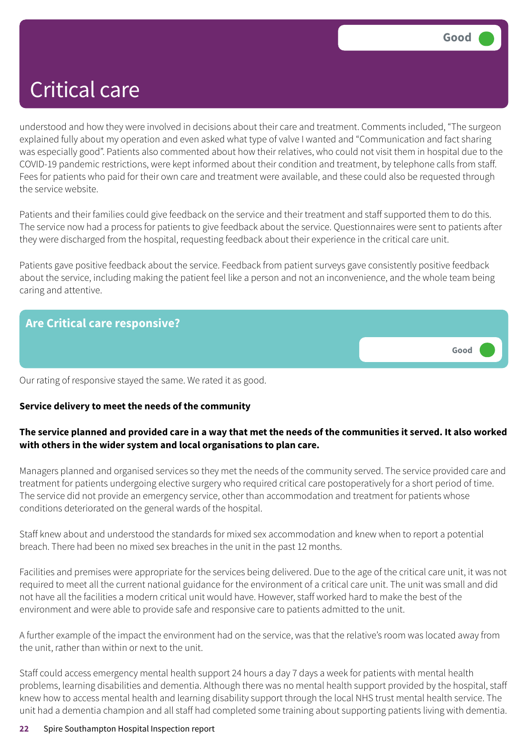# Critical care

Good

understood and how they were involved in decisions about their care and treatment. Comments included, "The surgeon explained fully about my operation and even asked what type of valve I wanted and "Communication and fact sharing was especially good". Patients also commented about how their relatives, who could not visit them in hospital due to the COVID-19 pandemic restrictions, were kept informed about their condition and treatment, by telephone calls from staff. Fees for patients who paid for their own care and treatment were available, and these could also be requested through the service website.

Patients and their families could give feedback on the service and their treatment and staff supported them to do this. The service now had a process for patients to give feedback about the service. Questionnaires were sent to patients after they were discharged from the hospital, requesting feedback about their experience in the critical care unit.

Patients gave positive feedback about the service. Feedback from patient surveys gave consistently positive feedback about the service, including making the patient feel like a person and not an inconvenience, and the whole team being caring and attentive.

## Are Critical care responsive?

Good

Our rating of responsive stayed the same. We rated it as good.

**Service delivery to meet the needs of the community**

**The service planned and provided care in a way that met the needs of the communities it served. It also worked with others in the wider system and local organisations to plan care.**

Managers planned and organised services so they met the needs of the community served. The service provided care and treatment for patients undergoing elective surgery who required critical care postoperatively for a short period of time. The service did not provide an emergency service, other than accommodation and treatment for patients whose conditions deteriorated on the general wards of the hospital.

Staff knew about and understood the standards for mixed sex accommodation and knew when to report a potential breach. There had been no mixed sex breaches in the unit in the past 12 months.

Facilities and premises were appropriate for the services being delivered. Due to the age of the critical care unit, it was not required to meet all the current national guidance for the environment of a critical care unit. The unit was small and did not have all the facilities a modern critical unit would have. However, staff worked hard to make the best of the environment and were able to provide safe and responsive care to patients admitted to the unit.

A further example of the impact the environment had on the service, was that the relative's room was located away from the unit, rather than within or next to the unit.

Staff could access emergency mental health support 24 hours a day 7 days a week for patients with mental health problems, learning disabilities and dementia. Although there was no mental health support provided by the hospital, staff knew how to access mental health and learning disability support through the local NHS trust mental health service. The unit had a dementia champion and all staff had completed some training about supporting patients living with dementia.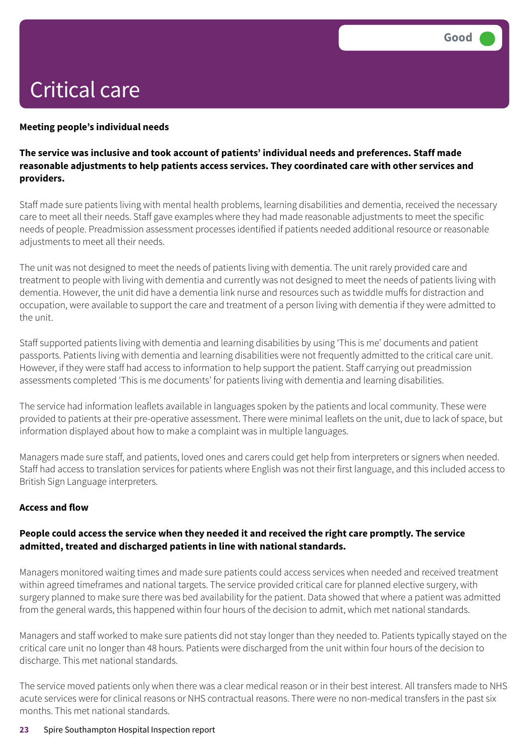Good

# Critical care

### Meeting people's individual needs

**The service was inclusive and took account of patients' individual needs and preferences. Staff made reasonable adjustments to help patients access services. They coordinated care with other services and providers.**

Staff made sure patients living with mental health problems, learning disabilities and dementia, received the necessary care to meet all their needs. Staff gave examples where they had made reasonable adjustments to meet the specific needs of people. Preadmission assessment processes identified if patients needed additional resource or reasonable adjustments to meet all their needs.

The unit was not designed to meet the needs of patients living with dementia. The unit rarely provided care and treatment to people with living with dementia and currently was not designed to meet the needs of patients living with dementia. However, the unit did have a dementia link nurse and resources such as twiddle muffs for distraction and occupation, were available to support the care and treatment of a person living with dementia if they were admitted to the unit.

Staff supported patients living with dementia and learning disabilities by using 'This is me' documents and patient passports. Patients living with dementia and learning disabilities were not frequently admitted to the critical care unit. However, if they were staff had access to information to help support the patient. Staff carrying out preadmission assessments completed 'This is me documents' for patients living with dementia and learning disabilities.

The service had information leaflets available in languages spoken by the patients and local community. These were provided to patients at their pre-operative assessment. There were minimal leaflets on the unit, due to lack of space, but information displayed about how to make a complaint was in multiple languages.

Managers made sure staff, and patients, loved ones and carers could get help from interpreters or signers when needed. Staff had access to translation services for patients where English was not their first language, and this included access to British Sign Language interpreters.

### Access and flow

**People could access the service when they needed it and received the right care promptly. The service admitted, treated and discharged patients in line with national standards.**

Managers monitored waiting times and made sure patients could access services when needed and received treatment within agreed timeframes and national targets. The service provided critical care for planned elective surgery, with surgery planned to make sure there was bed availability for the patient. Data showed that where a patient was admitted from the general wards, this happened within four hours of the decision to admit, which met national standards.

Managers and staff worked to make sure patients did not stay longer than they needed to. Patients typically stayed on the critical care unit no longer than 48 hours. Patients were discharged from the unit within four hours of the decision to discharge. This met national standards.

The service moved patients only when there was a clear medical reason or in their best interest. All transfers made to NHS acute services were for clinical reasons or NHS contractual reasons. There were no non-medical transfers in the past six months. This met national standards.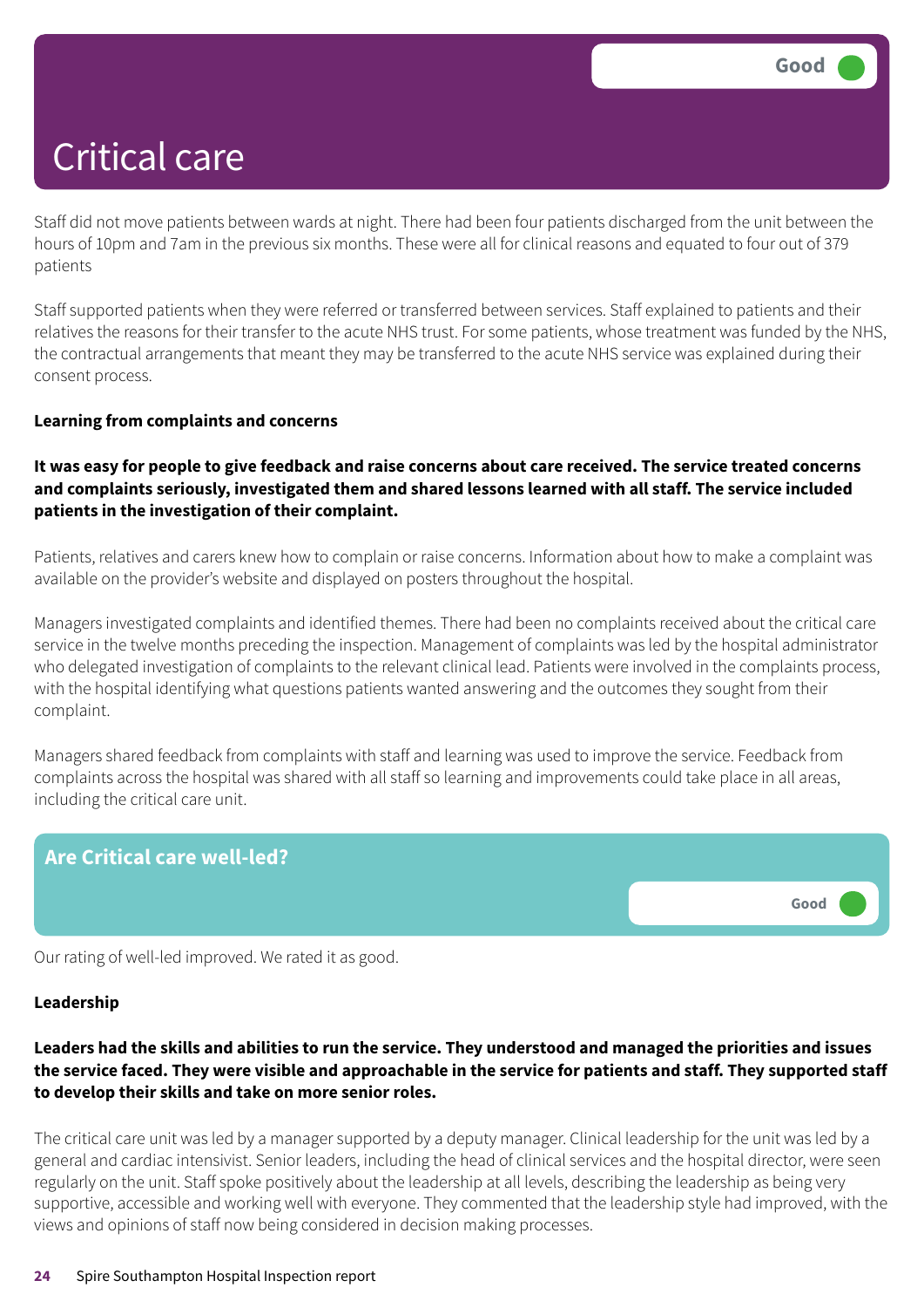# Critical care

Good

Staff did not move patients between wards at night. There had been four patients discharged from the unit between the hours of 10pm and 7am in the previous six months. These were all for clinical reasons and equated to four out of 379 patients

Staff supported patients when they were referred or transferred between services. Staff explained to patients and their relatives the reasons for their transfer to the acute NHS trust. For some patients, whose treatment was funded by the NHS, the contractual arrangements that meant they may be transferred to the acute NHS service was explained during their consent process.

**Learning from complaints and concerns**

**It was easy for people to give feedback and raise concerns about care received. The service treated concerns and complaints seriously, investigated them and shared lessons learned with all staff. The service included patients in the investigation of their complaint.**

Patients, relatives and carers knew how to complain or raise concerns. Information about how to make a complaint was available on the provider's website and displayed on posters throughout the hospital.

Managers investigated complaints and identified themes. There had been no complaints received about the critical care service in the twelve months preceding the inspection. Management of complaints was led by the hospital administrator who delegated investigation of complaints to the relevant clinical lead. Patients were involved in the complaints process, with the hospital identifying what questions patients wanted answering and the outcomes they sought from their complaint.

Managers shared feedback from complaints with staff and learning was used to improve the service. Feedback from complaints across the hospital was shared with all staff so learning and improvements could take place in all areas, including the critical care unit.

## Are Critical care well-led?

Good

Our rating of well-led improved. We rated it as good.

**Leadership**

**Leaders had the skills and abilities to run the service. They understood and managed the priorities and issues the service faced. They were visible and approachable in the service for patients and staff. They supported staff to develop their skills and take on more senior roles.**

The critical care unit was led by a manager supported by a deputy manager. Clinical leadership for the unit was led by a general and cardiac intensivist. Senior leaders, including the head of clinical services and the hospital director, were seen regularly on the unit. Staff spoke positively about the leadership at all levels, describing the leadership as being very supportive, accessible and working well with everyone. They commented that the leadership style had improved, with the views and opinions of staff now being considered in decision making processes.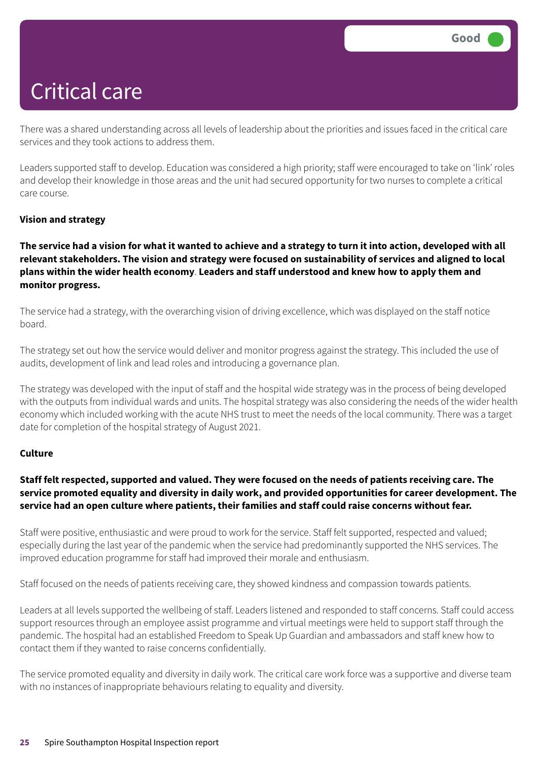# Critical care

Good

There was a shared understanding across all levels of leadership about the priorities and issues faced in the critical care services and they took actions to address them.

Leaders supported staff to develop. Education was considered a high priority; staff were encouraged to take on 'link' roles and develop their knowledge in those areas and the unit had secured opportunity for two nurses to complete a critical care course.

**Vision and strategy**

**The service had a vision for what it wanted to achieve and a strategy to turn it into action, developed with all relevant stakeholders. The vision and strategy were focused on sustainability of services and aligned to local plans within the wider health economy. Leaders and staff understood and knew how to apply them and monitor progress.**

The service had a strategy, with the overarching vision of driving excellence, which was displayed on the staff notice board.

The strategy set out how the service would deliver and monitor progress against the strategy. This included the use of audits, development of link and lead roles and introducing a governance plan.

The strategy was developed with the input of staff and the hospital wide strategy was in the process of being developed with the outputs from individual wards and units. The hospital strategy was also considering the needs of the wider health economy which included working with the acute NHS trust to meet the needs of the local community. There was a target date for completion of the hospital strategy of August 2021.

**Culture**

**Staff felt respected, supported and valued. They were focused on the needs of patients receiving care. The service promoted equality and diversity in daily work, and provided opportunities for career development. The service had an open culture where patients, their families and staff could raise concerns without fear.**

Staff were positive, enthusiastic and were proud to work for the service. Staff felt supported, respected and valued; especially during the last year of the pandemic when the service had predominantly supported the NHS services. The improved education programme for staff had improved their morale and enthusiasm.

Staff focused on the needs of patients receiving care, they showed kindness and compassion towards patients.

Leaders at all levels supported the wellbeing of staff. Leaders listened and responded to staff concerns. Staff could access support resources through an employee assist programme and virtual meetings were held to support staff through the pandemic. The hospital had an established Freedom to Speak Up Guardian and ambassadors and staff knew how to contact them if they wanted to raise concerns confidentially.

The service promoted equality and diversity in daily work. The critical care work force was a supportive and diverse team with no instances of inappropriate behaviours relating to equality and diversity.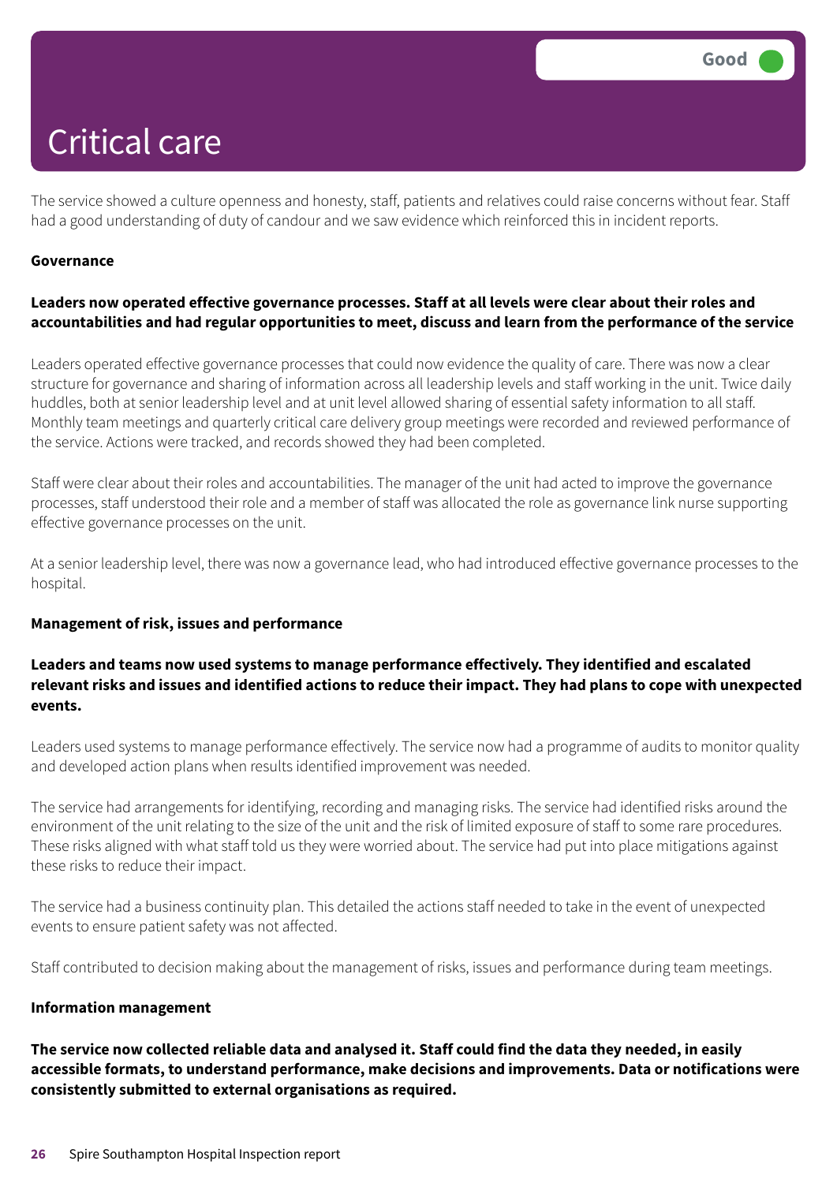# Critical care

Good

The service showed a culture openness and honesty, staff, patients and relatives could raise concerns without fear. Staff had a good understanding of duty of candour and we saw evidence which reinforced this in incident reports.

**Governance**

**Leaders now operated effective governance processes. Staff at all levels were clear about their roles and accountabilities and had regular opportunities to meet, discuss and learn from the performance of the service**

Leaders operated effective governance processes that could now evidence the quality of care. There was now a clear structure for governance and sharing of information across all leadership levels and staff working in the unit. Twice daily huddles, both at senior leadership level and at unit level allowed sharing of essential safety information to all staff. Monthly team meetings and quarterly critical care delivery group meetings were recorded and reviewed performance of the service. Actions were tracked, and records showed they had been completed.

Staff were clear about their roles and accountabilities. The manager of the unit had acted to improve the governance processes, staff understood their role and a member of staff was allocated the role as governance link nurse supporting effective governance processes on the unit.

At a senior leadership level, there was now a governance lead, who had introduced effective governance processes to the hospital.

**Management of risk, issues and performance**

**Leaders and teams now used systems to manage performance effectively. They identified and escalated relevant risks and issues and identified actions to reduce their impact. They had plans to cope with unexpected events.**

Leaders used systems to manage performance effectively. The service now had a programme of audits to monitor quality and developed action plans when results identified improvement was needed.

The service had arrangements for identifying, recording and managing risks. The service had identified risks around the environment of the unit relating to the size of the unit and the risk of limited exposure of staff to some rare procedures. These risks aligned with what staff told us they were worried about. The service had put into place mitigations against these risks to reduce their impact.

The service had a business continuity plan. This detailed the actions staff needed to take in the event of unexpected events to ensure patient safety was not affected.

Staff contributed to decision making about the management of risks, issues and performance during team meetings.

**Information management**

**The service now collected reliable data and analysed it. Staff could find the data they needed, in easily accessible formats, to understand performance, make decisions and improvements. Data or notifications were consistently submitted to external organisations as required.**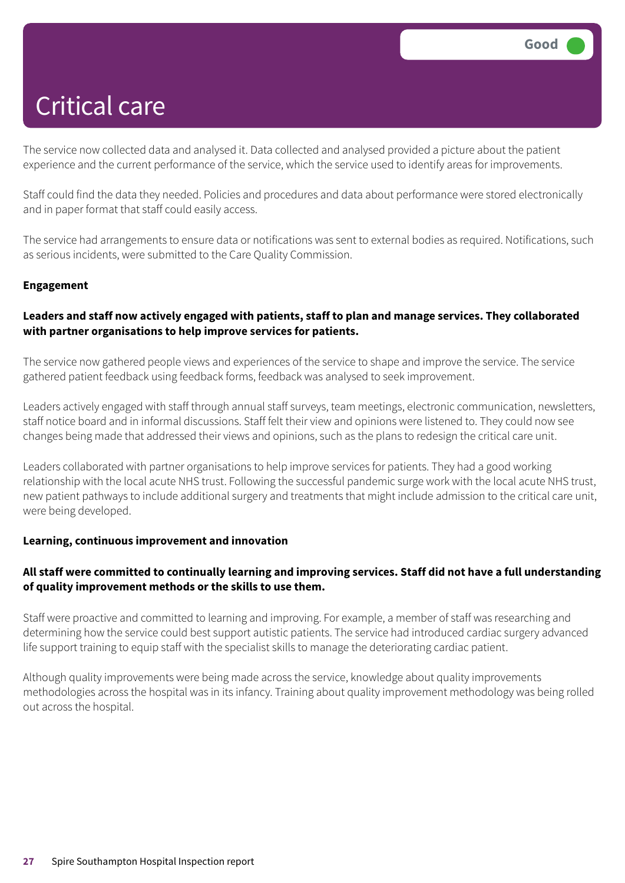# Critical care

Good

The service now collected data and analysed it. Data collected and analysed provided a picture about the patient experience and the current performance of the service, which the service used to identify areas for improvements.

Staff could find the data they needed. Policies and procedures and data about performance were stored electronically and in paper format that staff could easily access.

The service had arrangements to ensure data or notifications was sent to external bodies as required. Notifications, such as serious incidents, were submitted to the Care Quality Commission.

**Engagement**

**Leaders and staff now actively engaged with patients, staff to plan and manage services. They collaborated with partner organisations to help improve services for patients.**

The service now gathered people views and experiences of the service to shape and improve the service. The service gathered patient feedback using feedback forms, feedback was analysed to seek improvement.

Leaders actively engaged with staff through annual staff surveys, team meetings, electronic communication, newsletters, staff notice board and in informal discussions. Staff felt their view and opinions were listened to. They could now see changes being made that addressed their views and opinions, such as the plans to redesign the critical care unit.

Leaders collaborated with partner organisations to help improve services for patients. They had a good working relationship with the local acute NHS trust. Following the successful pandemic surge work with the local acute NHS trust, new patient pathways to include additional surgery and treatments that might include admission to the critical care unit, were being developed.

**Learning, continuous improvement and innovation**

**All staff were committed to continually learning and improving services. Staff did not have a full understanding of quality improvement methods or the skills to use them.**

Staff were proactive and committed to learning and improving. For example, a member of staff was researching and determining how the service could best support autistic patients. The service had introduced cardiac surgery advanced life support training to equip staff with the specialist skills to manage the deteriorating cardiac patient.

Although quality improvements were being made across the service, knowledge about quality improvements methodologies across the hospital was in its infancy. Training about quality improvement methodology was being rolled out across the hospital.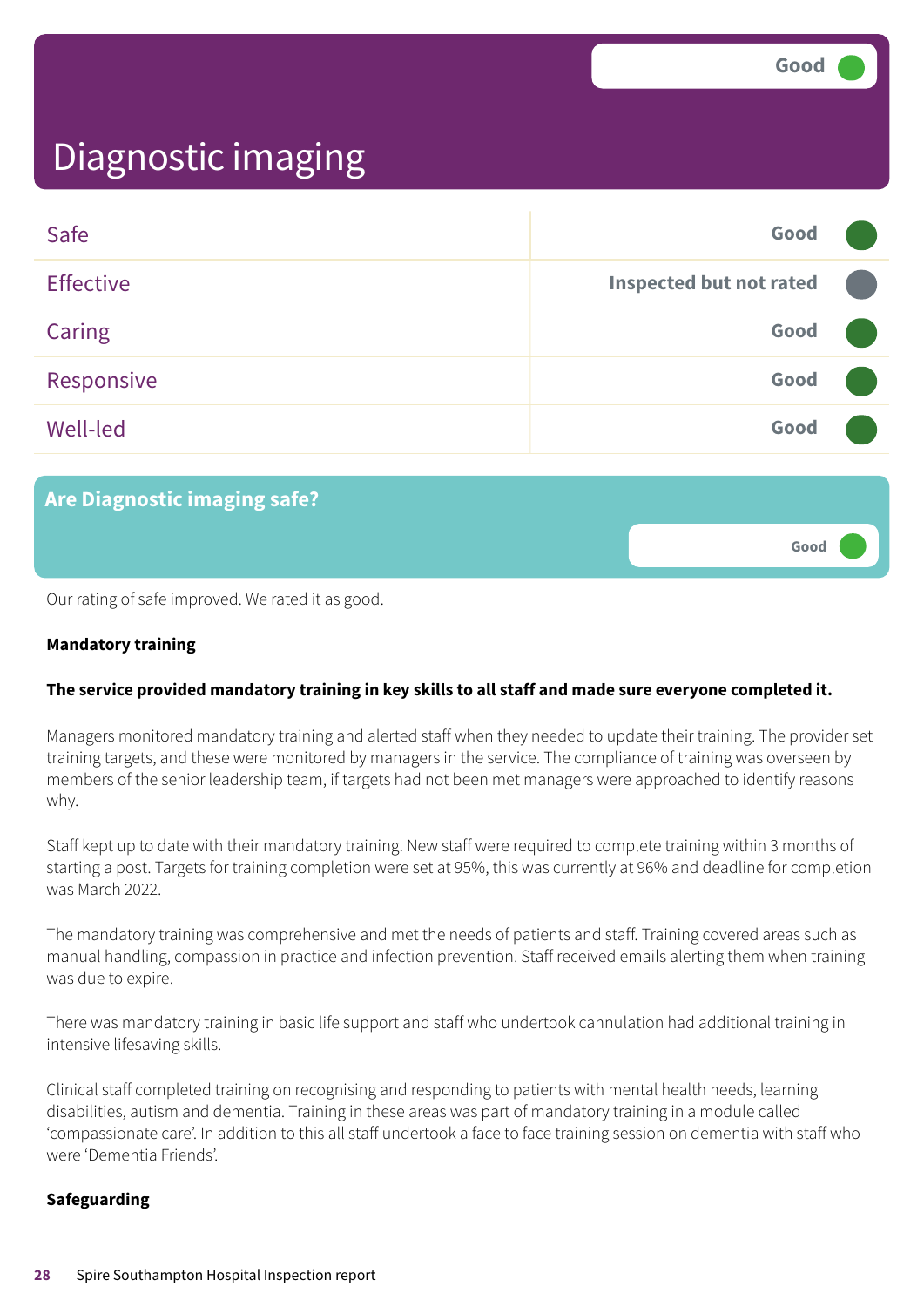# Diagnostic imaging

Good

| Domain | Rating |
| --- | --- |
| Safe | Good |
| Effective | Inspected but not rated |
| Caring | Good |
| Responsive | Good |
| Well-led | Good |

## Are Diagnostic imaging safe?

Good

Our rating of safe improved. We rated it as good.

**Mandatory training**

**The service provided mandatory training in key skills to all staff and made sure everyone completed it.**

Managers monitored mandatory training and alerted staff when they needed to update their training. The provider set training targets, and these were monitored by managers in the service. The compliance of training was overseen by members of the senior leadership team, if targets had not been met managers were approached to identify reasons why.

Staff kept up to date with their mandatory training. New staff were required to complete training within 3 months of starting a post. Targets for training completion were set at 95%, this was currently at 96% and deadline for completion was March 2022.

The mandatory training was comprehensive and met the needs of patients and staff. Training covered areas such as manual handling, compassion in practice and infection prevention. Staff received emails alerting them when training was due to expire.

There was mandatory training in basic life support and staff who undertook cannulation had additional training in intensive lifesaving skills.

Clinical staff completed training on recognising and responding to patients with mental health needs, learning disabilities, autism and dementia. Training in these areas was part of mandatory training in a module called ‘compassionate care’. In addition to this all staff undertook a face to face training session on dementia with staff who were ‘Dementia Friends’.

**Safeguarding**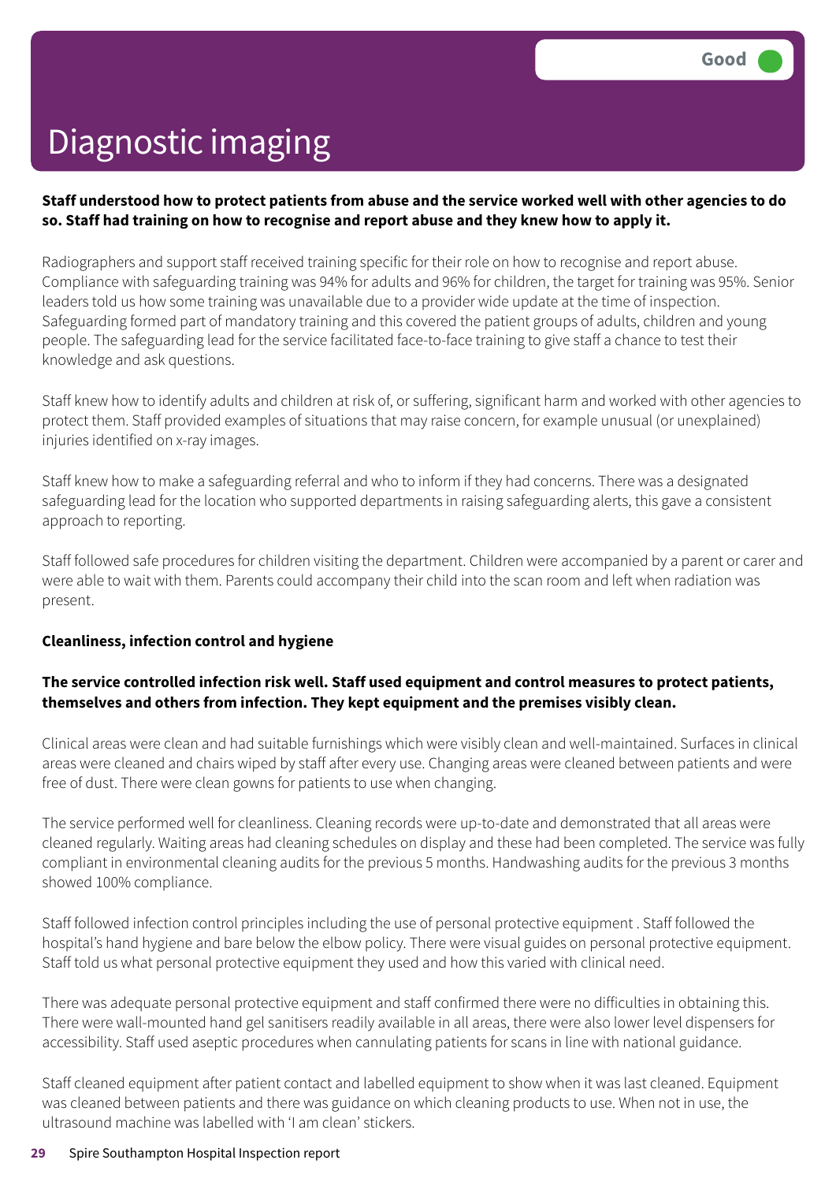# Diagnostic imaging

Good

**Staff understood how to protect patients from abuse and the service worked well with other agencies to do so. Staff had training on how to recognise and report abuse and they knew how to apply it.**

Radiographers and support staff received training specific for their role on how to recognise and report abuse. Compliance with safeguarding training was 94% for adults and 96% for children, the target for training was 95%. Senior leaders told us how some training was unavailable due to a provider wide update at the time of inspection. Safeguarding formed part of mandatory training and this covered the patient groups of adults, children and young people. The safeguarding lead for the service facilitated face-to-face training to give staff a chance to test their knowledge and ask questions.

Staff knew how to identify adults and children at risk of, or suffering, significant harm and worked with other agencies to protect them. Staff provided examples of situations that may raise concern, for example unusual (or unexplained) injuries identified on x-ray images.

Staff knew how to make a safeguarding referral and who to inform if they had concerns. There was a designated safeguarding lead for the location who supported departments in raising safeguarding alerts, this gave a consistent approach to reporting.

Staff followed safe procedures for children visiting the department. Children were accompanied by a parent or carer and were able to wait with them. Parents could accompany their child into the scan room and left when radiation was present.

**Cleanliness, infection control and hygiene**

**The service controlled infection risk well. Staff used equipment and control measures to protect patients, themselves and others from infection. They kept equipment and the premises visibly clean.**

Clinical areas were clean and had suitable furnishings which were visibly clean and well-maintained. Surfaces in clinical areas were cleaned and chairs wiped by staff after every use. Changing areas were cleaned between patients and were free of dust. There were clean gowns for patients to use when changing.

The service performed well for cleanliness. Cleaning records were up-to-date and demonstrated that all areas were cleaned regularly. Waiting areas had cleaning schedules on display and these had been completed. The service was fully compliant in environmental cleaning audits for the previous 5 months. Handwashing audits for the previous 3 months showed 100% compliance.

Staff followed infection control principles including the use of personal protective equipment . Staff followed the hospital's hand hygiene and bare below the elbow policy. There were visual guides on personal protective equipment. Staff told us what personal protective equipment they used and how this varied with clinical need.

There was adequate personal protective equipment and staff confirmed there were no difficulties in obtaining this. There were wall-mounted hand gel sanitisers readily available in all areas, there were also lower level dispensers for accessibility. Staff used aseptic procedures when cannulating patients for scans in line with national guidance.

Staff cleaned equipment after patient contact and labelled equipment to show when it was last cleaned. Equipment was cleaned between patients and there was guidance on which cleaning products to use. When not in use, the ultrasound machine was labelled with 'I am clean' stickers.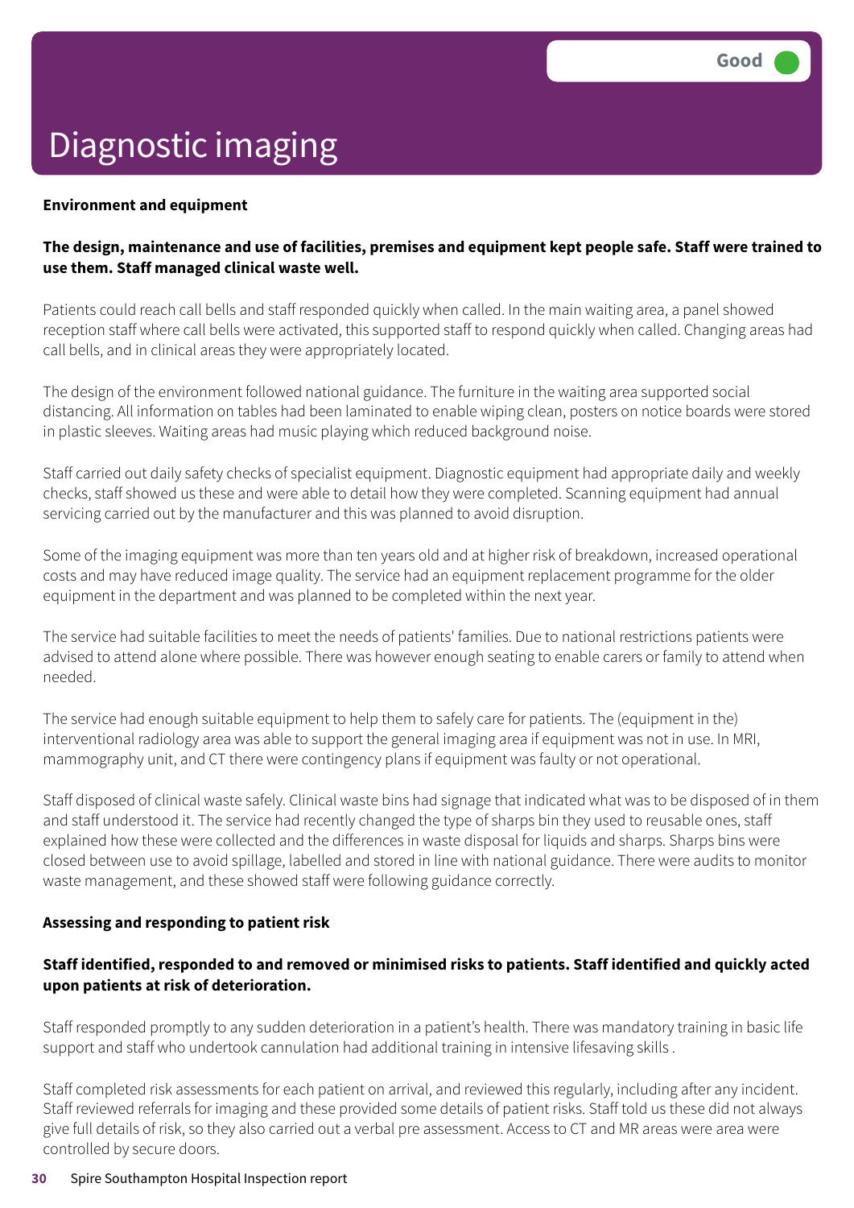# Diagnostic imaging

Good

### Environment and equipment

**The design, maintenance and use of facilities, premises and equipment kept people safe. Staff were trained to use them. Staff managed clinical waste well.**

Patients could reach call bells and staff responded quickly when called. In the main waiting area, a panel showed reception staff where call bells were activated, this supported staff to respond quickly when called. Changing areas had call bells, and in clinical areas they were appropriately located.

The design of the environment followed national guidance. The furniture in the waiting area supported social distancing. All information on tables had been laminated to enable wiping clean, posters on notice boards were stored in plastic sleeves. Waiting areas had music playing which reduced background noise.

Staff carried out daily safety checks of specialist equipment. Diagnostic equipment had appropriate daily and weekly checks, staff showed us these and were able to detail how they were completed. Scanning equipment had annual servicing carried out by the manufacturer and this was planned to avoid disruption.

Some of the imaging equipment was more than ten years old and at higher risk of breakdown, increased operational costs and may have reduced image quality. The service had an equipment replacement programme for the older equipment in the department and was planned to be completed within the next year.

The service had suitable facilities to meet the needs of patients' families. Due to national restrictions patients were advised to attend alone where possible. There was however enough seating to enable carers or family to attend when needed.

The service had enough suitable equipment to help them to safely care for patients. The (equipment in the) interventional radiology area was able to support the general imaging area if equipment was not in use. In MRI, mammography unit, and CT there were contingency plans if equipment was faulty or not operational.

Staff disposed of clinical waste safely. Clinical waste bins had signage that indicated what was to be disposed of in them and staff understood it. The service had recently changed the type of sharps bin they used to reusable ones, staff explained how these were collected and the differences in waste disposal for liquids and sharps. Sharps bins were closed between use to avoid spillage, labelled and stored in line with national guidance. There were audits to monitor waste management, and these showed staff were following guidance correctly.

### Assessing and responding to patient risk

**Staff identified, responded to and removed or minimised risks to patients. Staff identified and quickly acted upon patients at risk of deterioration.**

Staff responded promptly to any sudden deterioration in a patient's health. There was mandatory training in basic life support and staff who undertook cannulation had additional training in intensive lifesaving skills .

Staff completed risk assessments for each patient on arrival, and reviewed this regularly, including after any incident. Staff reviewed referrals for imaging and these provided some details of patient risks. Staff told us these did not always give full details of risk, so they also carried out a verbal pre assessment. Access to CT and MR areas were area were controlled by secure doors.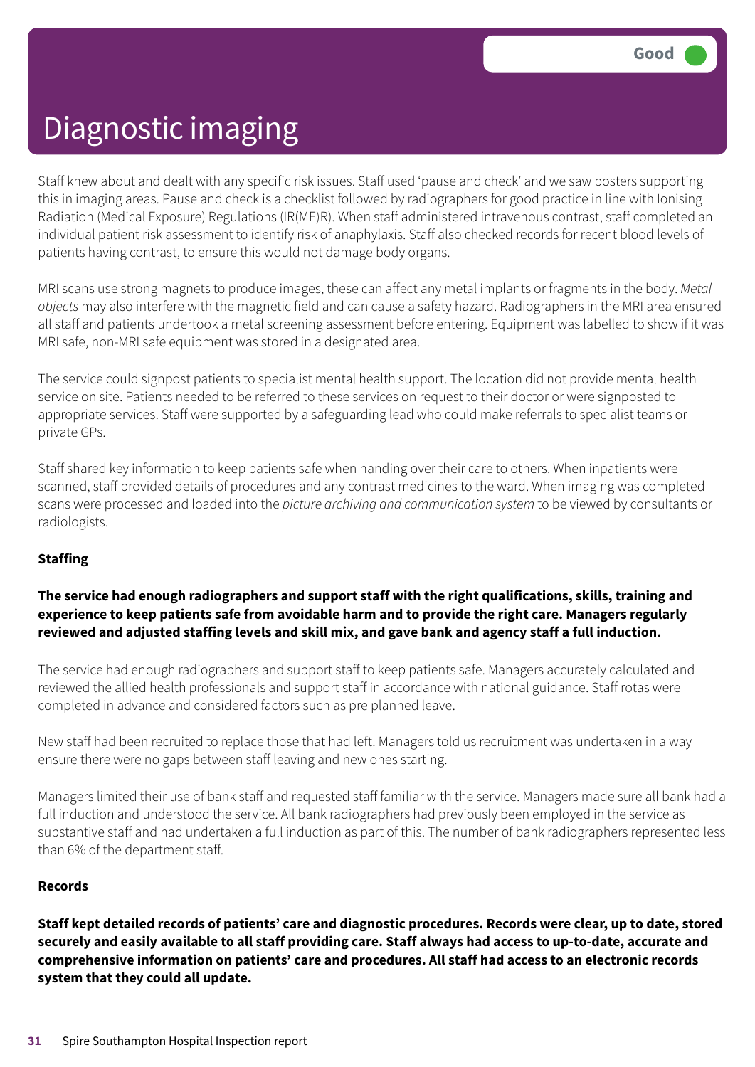# Diagnostic imaging

Good

Staff knew about and dealt with any specific risk issues. Staff used 'pause and check' and we saw posters supporting this in imaging areas. Pause and check is a checklist followed by radiographers for good practice in line with Ionising Radiation (Medical Exposure) Regulations (IR(ME)R). When staff administered intravenous contrast, staff completed an individual patient risk assessment to identify risk of anaphylaxis. Staff also checked records for recent blood levels of patients having contrast, to ensure this would not damage body organs.

MRI scans use strong magnets to produce images, these can affect any metal implants or fragments in the body. *Metal objects* may also interfere with the magnetic field and can cause a safety hazard. Radiographers in the MRI area ensured all staff and patients undertook a metal screening assessment before entering. Equipment was labelled to show if it was MRI safe, non-MRI safe equipment was stored in a designated area.

The service could signpost patients to specialist mental health support. The location did not provide mental health service on site. Patients needed to be referred to these services on request to their doctor or were signposted to appropriate services. Staff were supported by a safeguarding lead who could make referrals to specialist teams or private GPs.

Staff shared key information to keep patients safe when handing over their care to others. When inpatients were scanned, staff provided details of procedures and any contrast medicines to the ward. When imaging was completed scans were processed and loaded into the *picture archiving and communication system* to be viewed by consultants or radiologists.

**Staffing**

**The service had enough radiographers and support staff with the right qualifications, skills, training and experience to keep patients safe from avoidable harm and to provide the right care. Managers regularly reviewed and adjusted staffing levels and skill mix, and gave bank and agency staff a full induction.**

The service had enough radiographers and support staff to keep patients safe. Managers accurately calculated and reviewed the allied health professionals and support staff in accordance with national guidance. Staff rotas were completed in advance and considered factors such as pre planned leave.

New staff had been recruited to replace those that had left. Managers told us recruitment was undertaken in a way ensure there were no gaps between staff leaving and new ones starting.

Managers limited their use of bank staff and requested staff familiar with the service. Managers made sure all bank had a full induction and understood the service. All bank radiographers had previously been employed in the service as substantive staff and had undertaken a full induction as part of this. The number of bank radiographers represented less than 6% of the department staff.

**Records**

**Staff kept detailed records of patients' care and diagnostic procedures. Records were clear, up to date, stored securely and easily available to all staff providing care. Staff always had access to up-to-date, accurate and comprehensive information on patients' care and procedures. All staff had access to an electronic records system that they could all update.**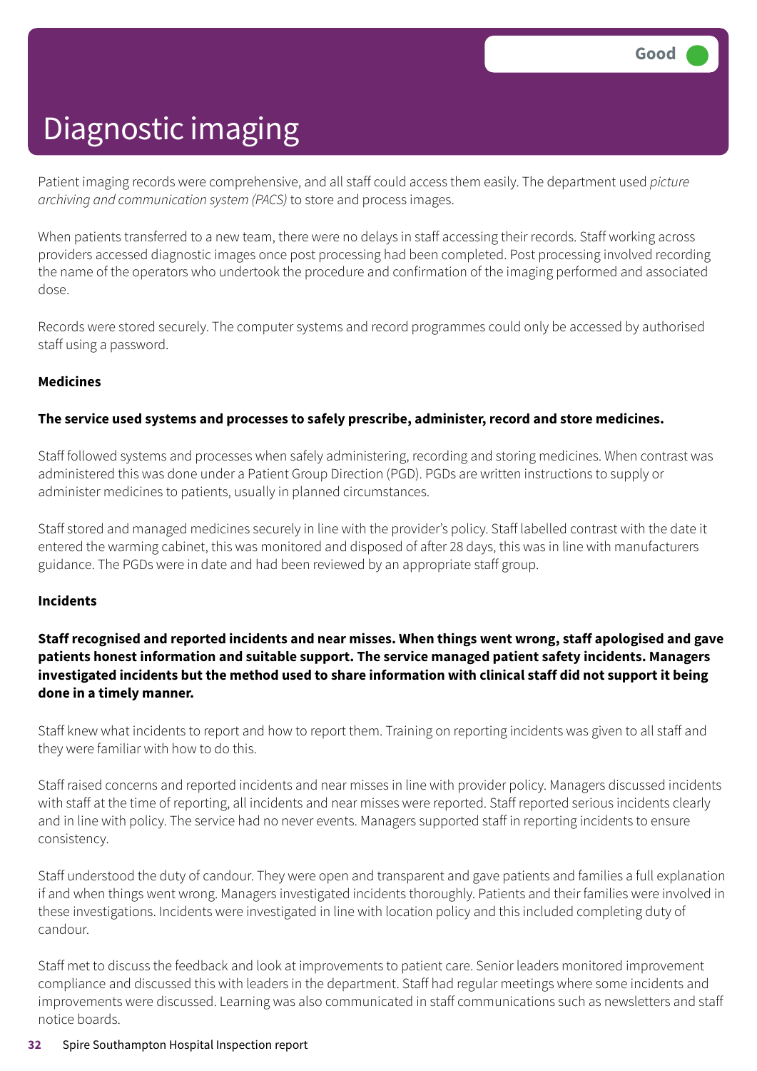# Diagnostic imaging

Good

Patient imaging records were comprehensive, and all staff could access them easily. The department used *picture archiving and communication system (PACS)* to store and process images.

When patients transferred to a new team, there were no delays in staff accessing their records. Staff working across providers accessed diagnostic images once post processing had been completed. Post processing involved recording the name of the operators who undertook the procedure and confirmation of the imaging performed and associated dose.

Records were stored securely. The computer systems and record programmes could only be accessed by authorised staff using a password.

**Medicines**

**The service used systems and processes to safely prescribe, administer, record and store medicines.**

Staff followed systems and processes when safely administering, recording and storing medicines. When contrast was administered this was done under a Patient Group Direction (PGD). PGDs are written instructions to supply or administer medicines to patients, usually in planned circumstances.

Staff stored and managed medicines securely in line with the provider's policy. Staff labelled contrast with the date it entered the warming cabinet, this was monitored and disposed of after 28 days, this was in line with manufacturers guidance. The PGDs were in date and had been reviewed by an appropriate staff group.

**Incidents**

**Staff recognised and reported incidents and near misses. When things went wrong, staff apologised and gave patients honest information and suitable support. The service managed patient safety incidents. Managers investigated incidents but the method used to share information with clinical staff did not support it being done in a timely manner.**

Staff knew what incidents to report and how to report them. Training on reporting incidents was given to all staff and they were familiar with how to do this.

Staff raised concerns and reported incidents and near misses in line with provider policy. Managers discussed incidents with staff at the time of reporting, all incidents and near misses were reported. Staff reported serious incidents clearly and in line with policy. The service had no never events. Managers supported staff in reporting incidents to ensure consistency.

Staff understood the duty of candour. They were open and transparent and gave patients and families a full explanation if and when things went wrong. Managers investigated incidents thoroughly. Patients and their families were involved in these investigations. Incidents were investigated in line with location policy and this included completing duty of candour.

Staff met to discuss the feedback and look at improvements to patient care. Senior leaders monitored improvement compliance and discussed this with leaders in the department. Staff had regular meetings where some incidents and improvements were discussed. Learning was also communicated in staff communications such as newsletters and staff notice boards.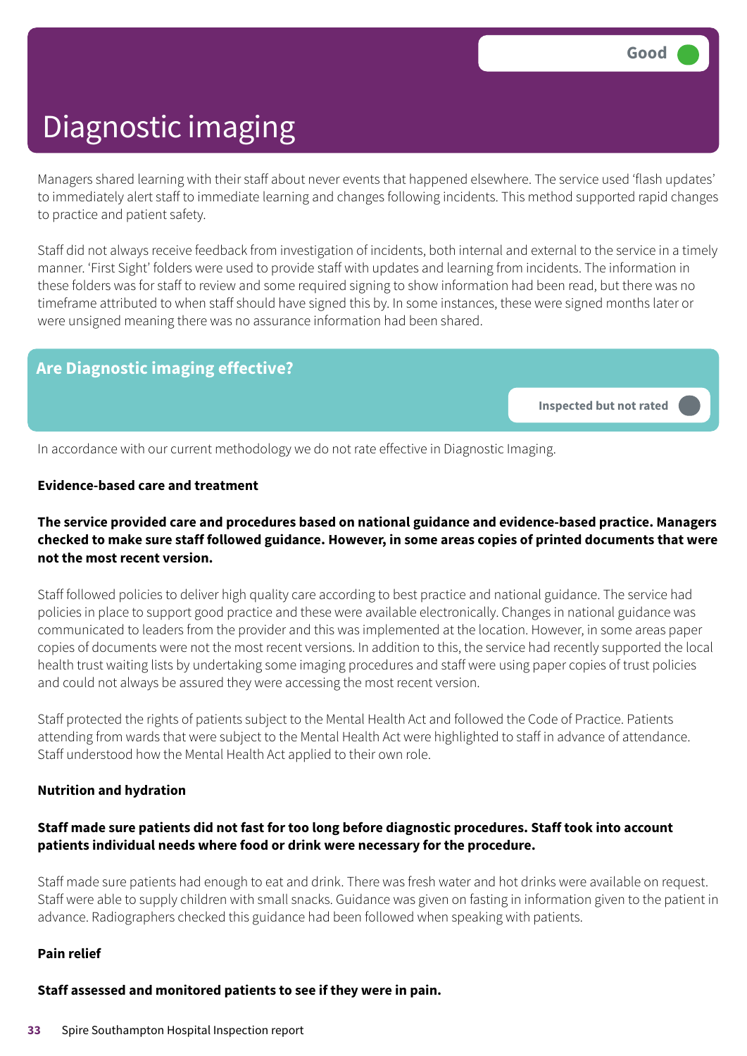# Diagnostic imaging

Good

Managers shared learning with their staff about never events that happened elsewhere. The service used 'flash updates' to immediately alert staff to immediate learning and changes following incidents. This method supported rapid changes to practice and patient safety.

Staff did not always receive feedback from investigation of incidents, both internal and external to the service in a timely manner. 'First Sight' folders were used to provide staff with updates and learning from incidents. The information in these folders was for staff to review and some required signing to show information had been read, but there was no timeframe attributed to when staff should have signed this by. In some instances, these were signed months later or were unsigned meaning there was no assurance information had been shared.

## Are Diagnostic imaging effective?

Inspected but not rated

In accordance with our current methodology we do not rate effective in Diagnostic Imaging.

**Evidence-based care and treatment**

**The service provided care and procedures based on national guidance and evidence-based practice. Managers checked to make sure staff followed guidance. However, in some areas copies of printed documents that were not the most recent version.**

Staff followed policies to deliver high quality care according to best practice and national guidance. The service had policies in place to support good practice and these were available electronically. Changes in national guidance was communicated to leaders from the provider and this was implemented at the location. However, in some areas paper copies of documents were not the most recent versions. In addition to this, the service had recently supported the local health trust waiting lists by undertaking some imaging procedures and staff were using paper copies of trust policies and could not always be assured they were accessing the most recent version.

Staff protected the rights of patients subject to the Mental Health Act and followed the Code of Practice. Patients attending from wards that were subject to the Mental Health Act were highlighted to staff in advance of attendance. Staff understood how the Mental Health Act applied to their own role.

**Nutrition and hydration**

**Staff made sure patients did not fast for too long before diagnostic procedures. Staff took into account patients individual needs where food or drink were necessary for the procedure.**

Staff made sure patients had enough to eat and drink. There was fresh water and hot drinks were available on request. Staff were able to supply children with small snacks. Guidance was given on fasting in information given to the patient in advance. Radiographers checked this guidance had been followed when speaking with patients.

**Pain relief**

**Staff assessed and monitored patients to see if they were in pain.**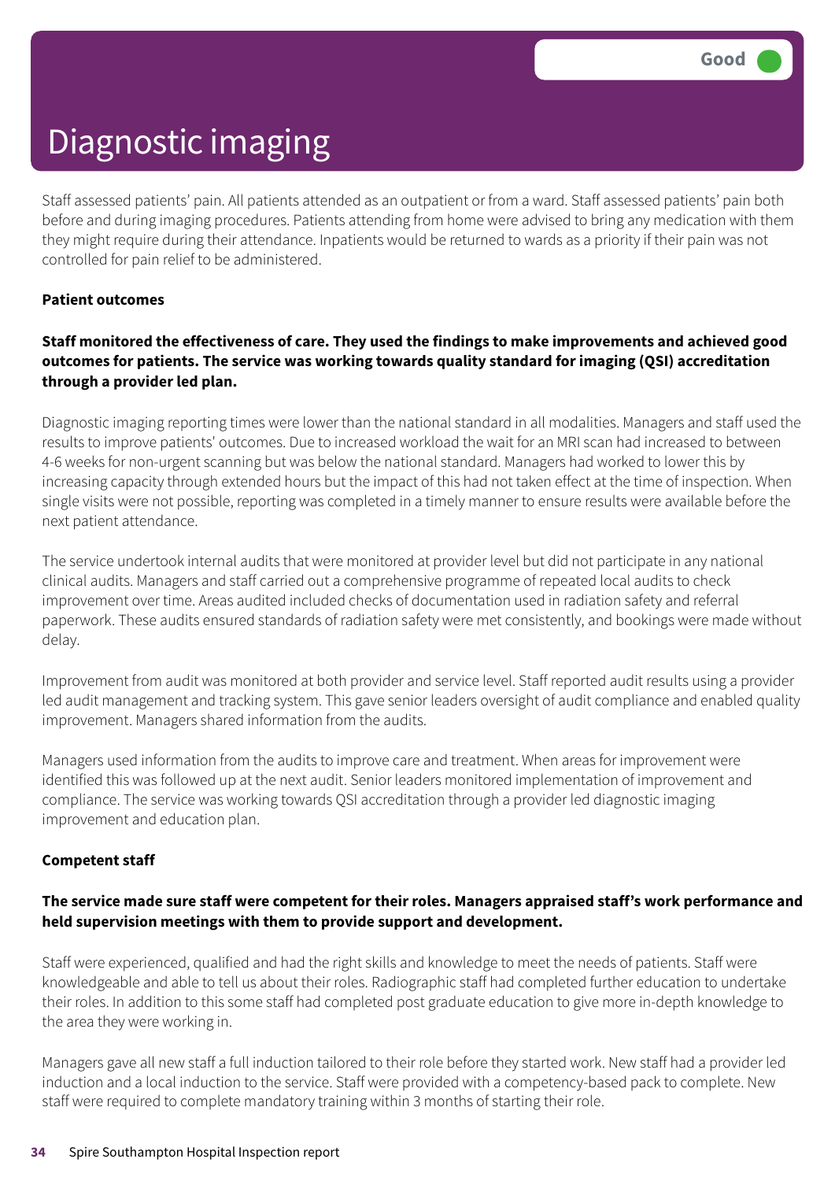Good

# Diagnostic imaging

Staff assessed patients' pain. All patients attended as an outpatient or from a ward. Staff assessed patients' pain both before and during imaging procedures. Patients attending from home were advised to bring any medication with them they might require during their attendance. Inpatients would be returned to wards as a priority if their pain was not controlled for pain relief to be administered.

**Patient outcomes**

**Staff monitored the effectiveness of care. They used the findings to make improvements and achieved good outcomes for patients. The service was working towards quality standard for imaging (QSI) accreditation through a provider led plan.**

Diagnostic imaging reporting times were lower than the national standard in all modalities. Managers and staff used the results to improve patients' outcomes. Due to increased workload the wait for an MRI scan had increased to between 4-6 weeks for non-urgent scanning but was below the national standard. Managers had worked to lower this by increasing capacity through extended hours but the impact of this had not taken effect at the time of inspection. When single visits were not possible, reporting was completed in a timely manner to ensure results were available before the next patient attendance.

The service undertook internal audits that were monitored at provider level but did not participate in any national clinical audits. Managers and staff carried out a comprehensive programme of repeated local audits to check improvement over time. Areas audited included checks of documentation used in radiation safety and referral paperwork. These audits ensured standards of radiation safety were met consistently, and bookings were made without delay.

Improvement from audit was monitored at both provider and service level. Staff reported audit results using a provider led audit management and tracking system. This gave senior leaders oversight of audit compliance and enabled quality improvement. Managers shared information from the audits.

Managers used information from the audits to improve care and treatment. When areas for improvement were identified this was followed up at the next audit. Senior leaders monitored implementation of improvement and compliance. The service was working towards QSI accreditation through a provider led diagnostic imaging improvement and education plan.

**Competent staff**

**The service made sure staff were competent for their roles. Managers appraised staff's work performance and held supervision meetings with them to provide support and development.**

Staff were experienced, qualified and had the right skills and knowledge to meet the needs of patients. Staff were knowledgeable and able to tell us about their roles. Radiographic staff had completed further education to undertake their roles. In addition to this some staff had completed post graduate education to give more in-depth knowledge to the area they were working in.

Managers gave all new staff a full induction tailored to their role before they started work. New staff had a provider led induction and a local induction to the service. Staff were provided with a competency-based pack to complete. New staff were required to complete mandatory training within 3 months of starting their role.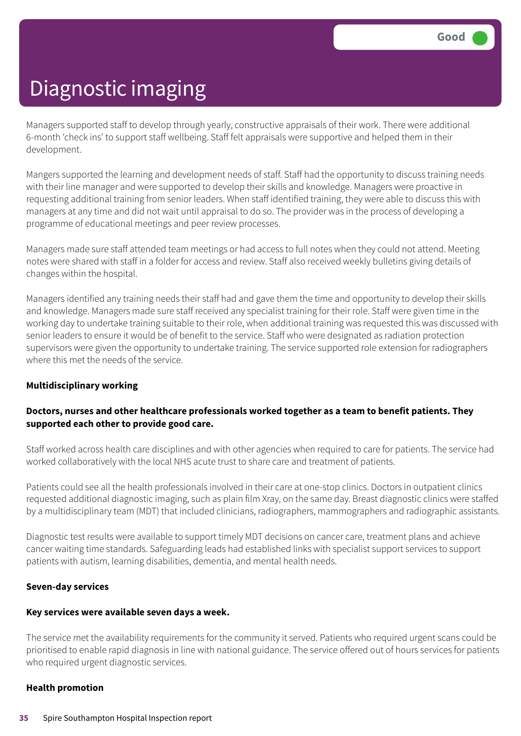# Diagnostic imaging

Good

Managers supported staff to develop through yearly, constructive appraisals of their work. There were additional 6-month 'check ins' to support staff wellbeing. Staff felt appraisals were supportive and helped them in their development.

Mangers supported the learning and development needs of staff. Staff had the opportunity to discuss training needs with their line manager and were supported to develop their skills and knowledge. Managers were proactive in requesting additional training from senior leaders. When staff identified training, they were able to discuss this with managers at any time and did not wait until appraisal to do so. The provider was in the process of developing a programme of educational meetings and peer review processes.

Managers made sure staff attended team meetings or had access to full notes when they could not attend. Meeting notes were shared with staff in a folder for access and review. Staff also received weekly bulletins giving details of changes within the hospital.

Managers identified any training needs their staff had and gave them the time and opportunity to develop their skills and knowledge. Managers made sure staff received any specialist training for their role. Staff were given time in the working day to undertake training suitable to their role, when additional training was requested this was discussed with senior leaders to ensure it would be of benefit to the service. Staff who were designated as radiation protection supervisors were given the opportunity to undertake training. The service supported role extension for radiographers where this met the needs of the service.

**Multidisciplinary working**

**Doctors, nurses and other healthcare professionals worked together as a team to benefit patients. They supported each other to provide good care.**

Staff worked across health care disciplines and with other agencies when required to care for patients. The service had worked collaboratively with the local NHS acute trust to share care and treatment of patients.

Patients could see all the health professionals involved in their care at one-stop clinics. Doctors in outpatient clinics requested additional diagnostic imaging, such as plain film Xray, on the same day. Breast diagnostic clinics were staffed by a multidisciplinary team (MDT) that included clinicians, radiographers, mammographers and radiographic assistants.

Diagnostic test results were available to support timely MDT decisions on cancer care, treatment plans and achieve cancer waiting time standards. Safeguarding leads had established links with specialist support services to support patients with autism, learning disabilities, dementia, and mental health needs.

**Seven-day services**

**Key services were available seven days a week.**

The service met the availability requirements for the community it served. Patients who required urgent scans could be prioritised to enable rapid diagnosis in line with national guidance. The service offered out of hours services for patients who required urgent diagnostic services.

**Health promotion**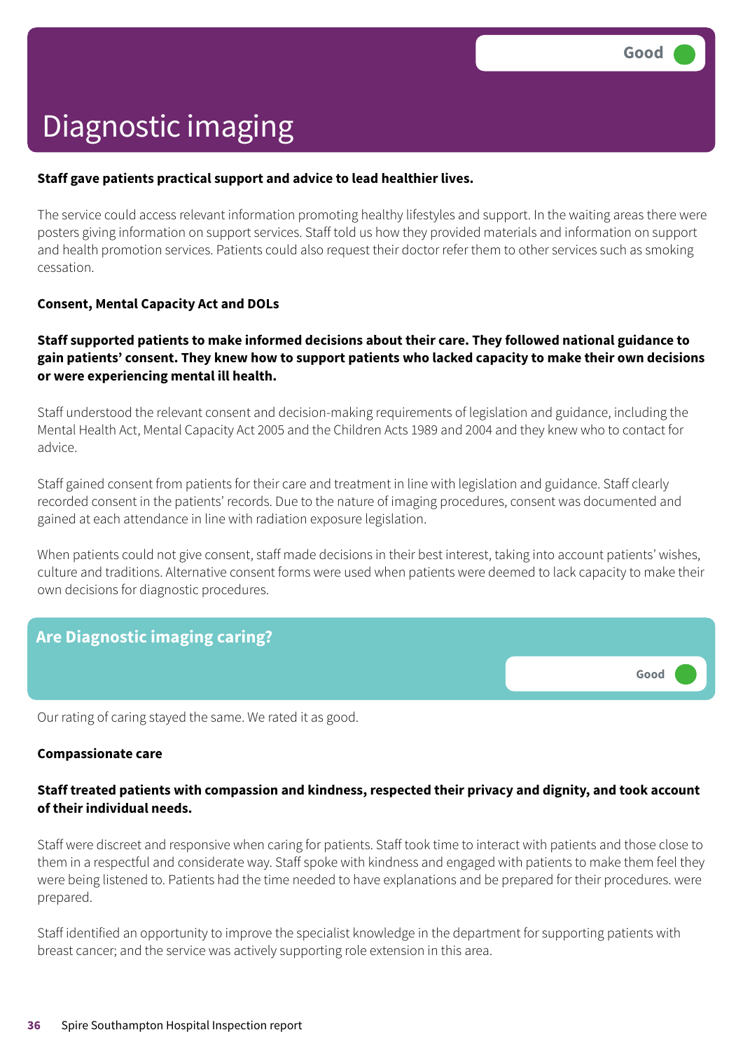# Diagnostic imaging

Good

**Staff gave patients practical support and advice to lead healthier lives.**

The service could access relevant information promoting healthy lifestyles and support. In the waiting areas there were posters giving information on support services. Staff told us how they provided materials and information on support and health promotion services. Patients could also request their doctor refer them to other services such as smoking cessation.

**Consent, Mental Capacity Act and DOLs**

**Staff supported patients to make informed decisions about their care. They followed national guidance to gain patients' consent. They knew how to support patients who lacked capacity to make their own decisions or were experiencing mental ill health.**

Staff understood the relevant consent and decision-making requirements of legislation and guidance, including the Mental Health Act, Mental Capacity Act 2005 and the Children Acts 1989 and 2004 and they knew who to contact for advice.

Staff gained consent from patients for their care and treatment in line with legislation and guidance. Staff clearly recorded consent in the patients' records. Due to the nature of imaging procedures, consent was documented and gained at each attendance in line with radiation exposure legislation.

When patients could not give consent, staff made decisions in their best interest, taking into account patients' wishes, culture and traditions. Alternative consent forms were used when patients were deemed to lack capacity to make their own decisions for diagnostic procedures.

## Are Diagnostic imaging caring?

Good

Our rating of caring stayed the same. We rated it as good.

**Compassionate care**

**Staff treated patients with compassion and kindness, respected their privacy and dignity, and took account of their individual needs.**

Staff were discreet and responsive when caring for patients. Staff took time to interact with patients and those close to them in a respectful and considerate way. Staff spoke with kindness and engaged with patients to make them feel they were being listened to. Patients had the time needed to have explanations and be prepared for their procedures. were prepared.

Staff identified an opportunity to improve the specialist knowledge in the department for supporting patients with breast cancer; and the service was actively supporting role extension in this area.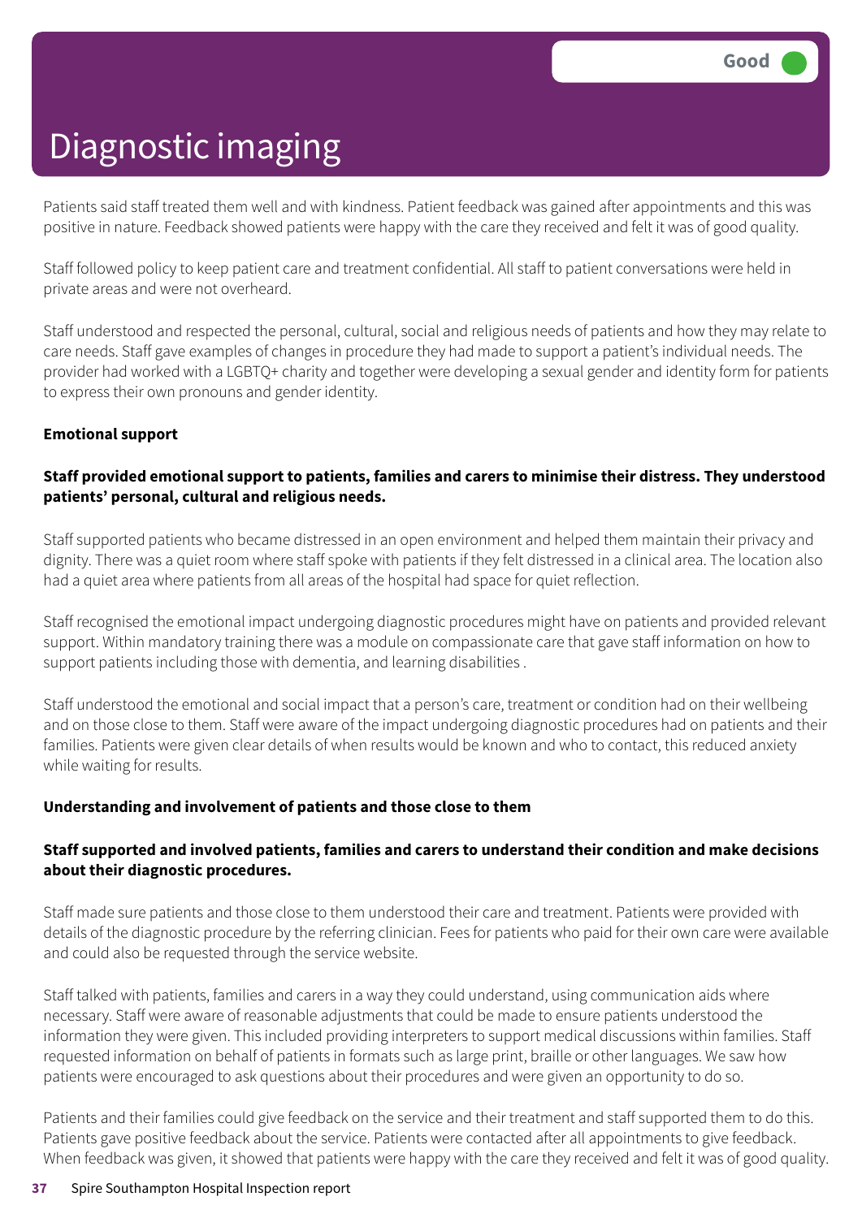# Diagnostic imaging

Good

Patients said staff treated them well and with kindness. Patient feedback was gained after appointments and this was positive in nature. Feedback showed patients were happy with the care they received and felt it was of good quality.

Staff followed policy to keep patient care and treatment confidential. All staff to patient conversations were held in private areas and were not overheard.

Staff understood and respected the personal, cultural, social and religious needs of patients and how they may relate to care needs. Staff gave examples of changes in procedure they had made to support a patient's individual needs. The provider had worked with a LGBTQ+ charity and together were developing a sexual gender and identity form for patients to express their own pronouns and gender identity.

**Emotional support**

**Staff provided emotional support to patients, families and carers to minimise their distress. They understood patients' personal, cultural and religious needs.**

Staff supported patients who became distressed in an open environment and helped them maintain their privacy and dignity. There was a quiet room where staff spoke with patients if they felt distressed in a clinical area. The location also had a quiet area where patients from all areas of the hospital had space for quiet reflection.

Staff recognised the emotional impact undergoing diagnostic procedures might have on patients and provided relevant support. Within mandatory training there was a module on compassionate care that gave staff information on how to support patients including those with dementia, and learning disabilities .

Staff understood the emotional and social impact that a person's care, treatment or condition had on their wellbeing and on those close to them. Staff were aware of the impact undergoing diagnostic procedures had on patients and their families. Patients were given clear details of when results would be known and who to contact, this reduced anxiety while waiting for results.

**Understanding and involvement of patients and those close to them**

**Staff supported and involved patients, families and carers to understand their condition and make decisions about their diagnostic procedures.**

Staff made sure patients and those close to them understood their care and treatment. Patients were provided with details of the diagnostic procedure by the referring clinician. Fees for patients who paid for their own care were available and could also be requested through the service website.

Staff talked with patients, families and carers in a way they could understand, using communication aids where necessary. Staff were aware of reasonable adjustments that could be made to ensure patients understood the information they were given. This included providing interpreters to support medical discussions within families. Staff requested information on behalf of patients in formats such as large print, braille or other languages. We saw how patients were encouraged to ask questions about their procedures and were given an opportunity to do so.

Patients and their families could give feedback on the service and their treatment and staff supported them to do this. Patients gave positive feedback about the service. Patients were contacted after all appointments to give feedback. When feedback was given, it showed that patients were happy with the care they received and felt it was of good quality.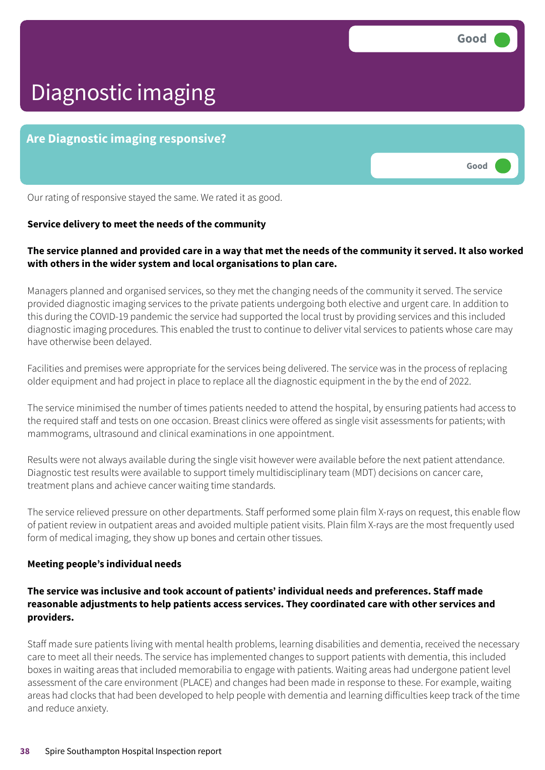Good

# Diagnostic imaging

## Are Diagnostic imaging responsive?

Good

Our rating of responsive stayed the same. We rated it as good.

**Service delivery to meet the needs of the community**

**The service planned and provided care in a way that met the needs of the community it served. It also worked with others in the wider system and local organisations to plan care.**

Managers planned and organised services, so they met the changing needs of the community it served. The service provided diagnostic imaging services to the private patients undergoing both elective and urgent care. In addition to this during the COVID-19 pandemic the service had supported the local trust by providing services and this included diagnostic imaging procedures. This enabled the trust to continue to deliver vital services to patients whose care may have otherwise been delayed.

Facilities and premises were appropriate for the services being delivered. The service was in the process of replacing older equipment and had project in place to replace all the diagnostic equipment in the by the end of 2022.

The service minimised the number of times patients needed to attend the hospital, by ensuring patients had access to the required staff and tests on one occasion. Breast clinics were offered as single visit assessments for patients; with mammograms, ultrasound and clinical examinations in one appointment.

Results were not always available during the single visit however were available before the next patient attendance. Diagnostic test results were available to support timely multidisciplinary team (MDT) decisions on cancer care, treatment plans and achieve cancer waiting time standards.

The service relieved pressure on other departments. Staff performed some plain film X-rays on request, this enable flow of patient review in outpatient areas and avoided multiple patient visits. Plain film X-rays are the most frequently used form of medical imaging, they show up bones and certain other tissues.

**Meeting people's individual needs**

**The service was inclusive and took account of patients' individual needs and preferences. Staff made reasonable adjustments to help patients access services. They coordinated care with other services and providers.**

Staff made sure patients living with mental health problems, learning disabilities and dementia, received the necessary care to meet all their needs. The service has implemented changes to support patients with dementia, this included boxes in waiting areas that included memorabilia to engage with patients. Waiting areas had undergone patient level assessment of the care environment (PLACE) and changes had been made in response to these. For example, waiting areas had clocks that had been developed to help people with dementia and learning difficulties keep track of the time and reduce anxiety.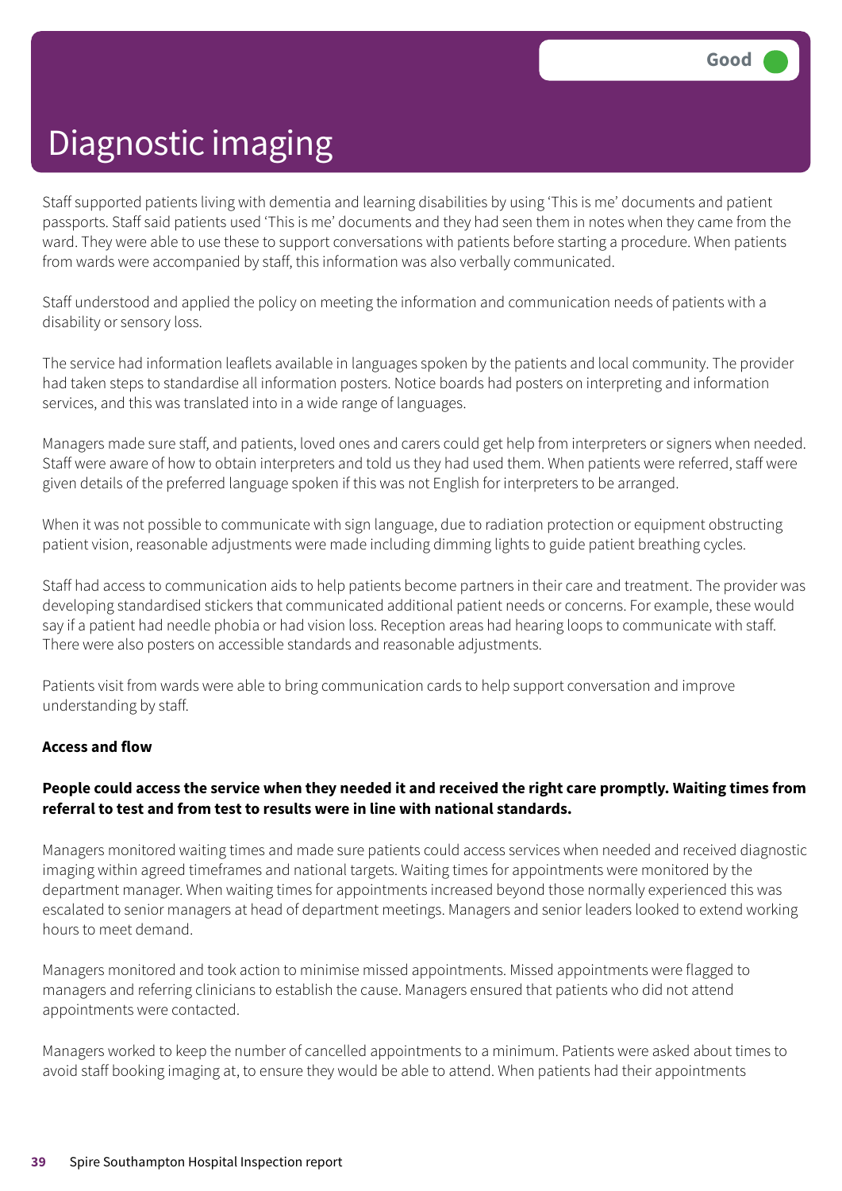# Diagnostic imaging

Good

Staff supported patients living with dementia and learning disabilities by using 'This is me' documents and patient passports. Staff said patients used 'This is me' documents and they had seen them in notes when they came from the ward. They were able to use these to support conversations with patients before starting a procedure. When patients from wards were accompanied by staff, this information was also verbally communicated.

Staff understood and applied the policy on meeting the information and communication needs of patients with a disability or sensory loss.

The service had information leaflets available in languages spoken by the patients and local community. The provider had taken steps to standardise all information posters. Notice boards had posters on interpreting and information services, and this was translated into in a wide range of languages.

Managers made sure staff, and patients, loved ones and carers could get help from interpreters or signers when needed. Staff were aware of how to obtain interpreters and told us they had used them. When patients were referred, staff were given details of the preferred language spoken if this was not English for interpreters to be arranged.

When it was not possible to communicate with sign language, due to radiation protection or equipment obstructing patient vision, reasonable adjustments were made including dimming lights to guide patient breathing cycles.

Staff had access to communication aids to help patients become partners in their care and treatment. The provider was developing standardised stickers that communicated additional patient needs or concerns. For example, these would say if a patient had needle phobia or had vision loss. Reception areas had hearing loops to communicate with staff. There were also posters on accessible standards and reasonable adjustments.

Patients visit from wards were able to bring communication cards to help support conversation and improve understanding by staff.

**Access and flow**

**People could access the service when they needed it and received the right care promptly. Waiting times from referral to test and from test to results were in line with national standards.**

Managers monitored waiting times and made sure patients could access services when needed and received diagnostic imaging within agreed timeframes and national targets. Waiting times for appointments were monitored by the department manager. When waiting times for appointments increased beyond those normally experienced this was escalated to senior managers at head of department meetings. Managers and senior leaders looked to extend working hours to meet demand.

Managers monitored and took action to minimise missed appointments. Missed appointments were flagged to managers and referring clinicians to establish the cause. Managers ensured that patients who did not attend appointments were contacted.

Managers worked to keep the number of cancelled appointments to a minimum. Patients were asked about times to avoid staff booking imaging at, to ensure they would be able to attend. When patients had their appointments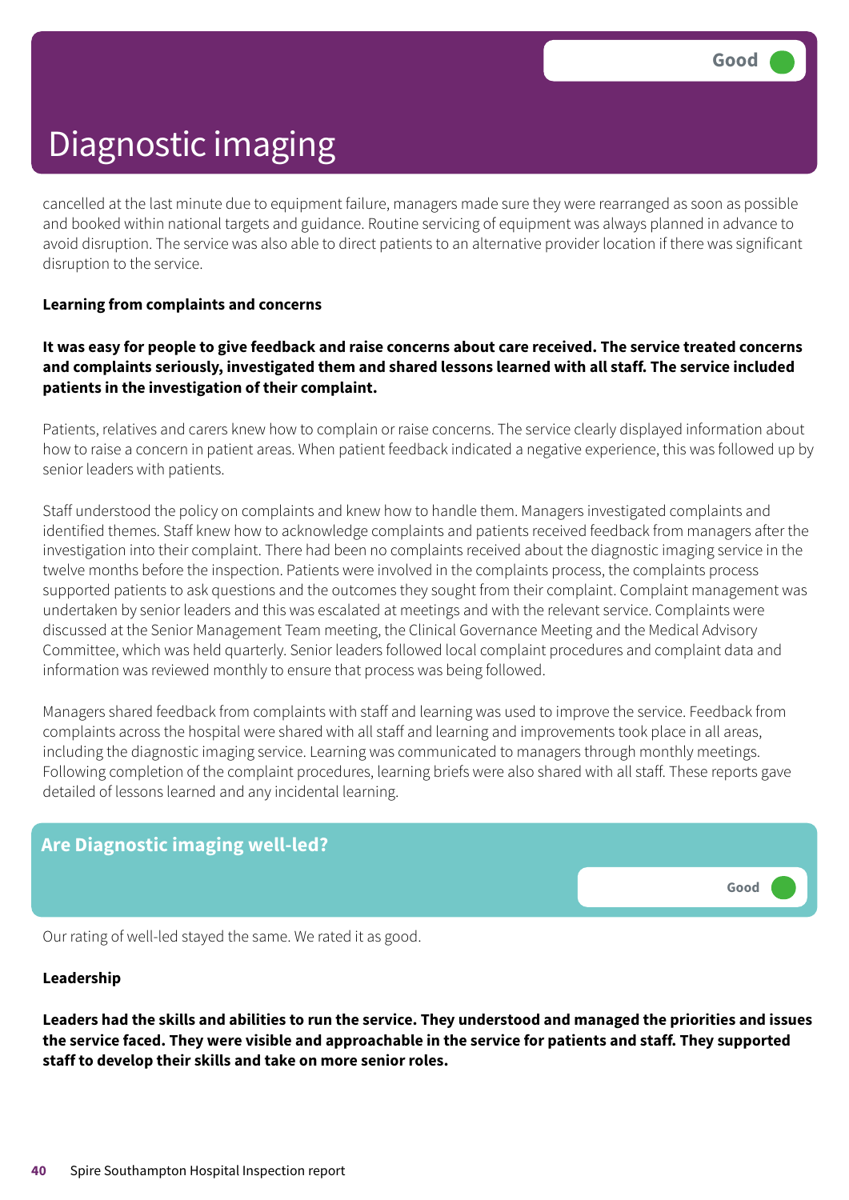Good

# Diagnostic imaging

cancelled at the last minute due to equipment failure, managers made sure they were rearranged as soon as possible and booked within national targets and guidance. Routine servicing of equipment was always planned in advance to avoid disruption. The service was also able to direct patients to an alternative provider location if there was significant disruption to the service.

**Learning from complaints and concerns**

**It was easy for people to give feedback and raise concerns about care received. The service treated concerns and complaints seriously, investigated them and shared lessons learned with all staff. The service included patients in the investigation of their complaint.**

Patients, relatives and carers knew how to complain or raise concerns. The service clearly displayed information about how to raise a concern in patient areas. When patient feedback indicated a negative experience, this was followed up by senior leaders with patients.

Staff understood the policy on complaints and knew how to handle them. Managers investigated complaints and identified themes. Staff knew how to acknowledge complaints and patients received feedback from managers after the investigation into their complaint. There had been no complaints received about the diagnostic imaging service in the twelve months before the inspection. Patients were involved in the complaints process, the complaints process supported patients to ask questions and the outcomes they sought from their complaint. Complaint management was undertaken by senior leaders and this was escalated at meetings and with the relevant service. Complaints were discussed at the Senior Management Team meeting, the Clinical Governance Meeting and the Medical Advisory Committee, which was held quarterly. Senior leaders followed local complaint procedures and complaint data and information was reviewed monthly to ensure that process was being followed.

Managers shared feedback from complaints with staff and learning was used to improve the service. Feedback from complaints across the hospital were shared with all staff and learning and improvements took place in all areas, including the diagnostic imaging service. Learning was communicated to managers through monthly meetings. Following completion of the complaint procedures, learning briefs were also shared with all staff. These reports gave detailed of lessons learned and any incidental learning.

## Are Diagnostic imaging well-led?

Good

Our rating of well-led stayed the same. We rated it as good.

**Leadership**

**Leaders had the skills and abilities to run the service. They understood and managed the priorities and issues the service faced. They were visible and approachable in the service for patients and staff. They supported staff to develop their skills and take on more senior roles.**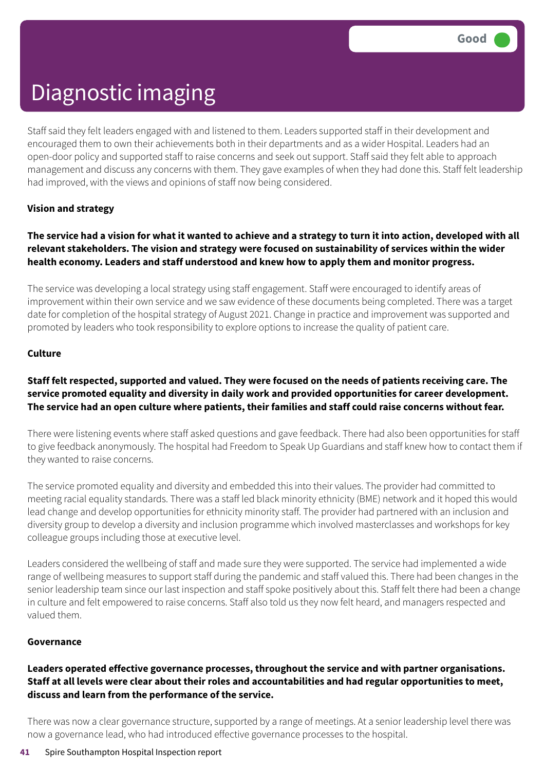# Diagnostic imaging

Good

Staff said they felt leaders engaged with and listened to them. Leaders supported staff in their development and encouraged them to own their achievements both in their departments and as a wider Hospital. Leaders had an open-door policy and supported staff to raise concerns and seek out support. Staff said they felt able to approach management and discuss any concerns with them. They gave examples of when they had done this. Staff felt leadership had improved, with the views and opinions of staff now being considered.

**Vision and strategy**

**The service had a vision for what it wanted to achieve and a strategy to turn it into action, developed with all relevant stakeholders. The vision and strategy were focused on sustainability of services within the wider health economy. Leaders and staff understood and knew how to apply them and monitor progress.**

The service was developing a local strategy using staff engagement. Staff were encouraged to identify areas of improvement within their own service and we saw evidence of these documents being completed. There was a target date for completion of the hospital strategy of August 2021. Change in practice and improvement was supported and promoted by leaders who took responsibility to explore options to increase the quality of patient care.

**Culture**

**Staff felt respected, supported and valued. They were focused on the needs of patients receiving care. The service promoted equality and diversity in daily work and provided opportunities for career development. The service had an open culture where patients, their families and staff could raise concerns without fear.**

There were listening events where staff asked questions and gave feedback. There had also been opportunities for staff to give feedback anonymously. The hospital had Freedom to Speak Up Guardians and staff knew how to contact them if they wanted to raise concerns.

The service promoted equality and diversity and embedded this into their values. The provider had committed to meeting racial equality standards. There was a staff led black minority ethnicity (BME) network and it hoped this would lead change and develop opportunities for ethnicity minority staff. The provider had partnered with an inclusion and diversity group to develop a diversity and inclusion programme which involved masterclasses and workshops for key colleague groups including those at executive level.

Leaders considered the wellbeing of staff and made sure they were supported. The service had implemented a wide range of wellbeing measures to support staff during the pandemic and staff valued this. There had been changes in the senior leadership team since our last inspection and staff spoke positively about this. Staff felt there had been a change in culture and felt empowered to raise concerns. Staff also told us they now felt heard, and managers respected and valued them.

**Governance**

**Leaders operated effective governance processes, throughout the service and with partner organisations. Staff at all levels were clear about their roles and accountabilities and had regular opportunities to meet, discuss and learn from the performance of the service.**

There was now a clear governance structure, supported by a range of meetings. At a senior leadership level there was now a governance lead, who had introduced effective governance processes to the hospital.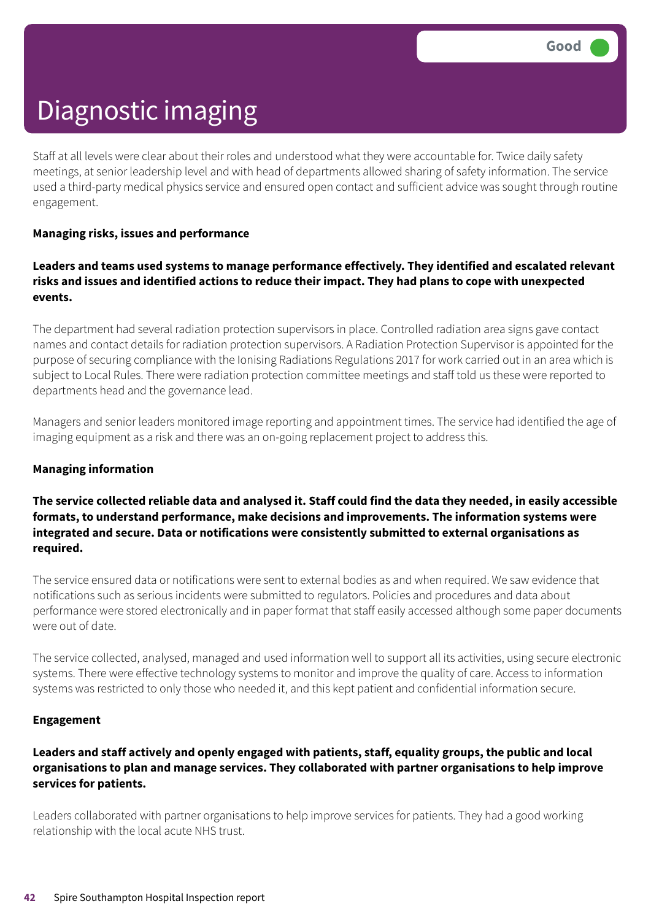# Diagnostic imaging

Good

Staff at all levels were clear about their roles and understood what they were accountable for. Twice daily safety meetings, at senior leadership level and with head of departments allowed sharing of safety information. The service used a third-party medical physics service and ensured open contact and sufficient advice was sought through routine engagement.

**Managing risks, issues and performance**

**Leaders and teams used systems to manage performance effectively. They identified and escalated relevant risks and issues and identified actions to reduce their impact. They had plans to cope with unexpected events.**

The department had several radiation protection supervisors in place. Controlled radiation area signs gave contact names and contact details for radiation protection supervisors. A Radiation Protection Supervisor is appointed for the purpose of securing compliance with the Ionising Radiations Regulations 2017 for work carried out in an area which is subject to Local Rules. There were radiation protection committee meetings and staff told us these were reported to departments head and the governance lead.

Managers and senior leaders monitored image reporting and appointment times. The service had identified the age of imaging equipment as a risk and there was an on-going replacement project to address this.

**Managing information**

**The service collected reliable data and analysed it. Staff could find the data they needed, in easily accessible formats, to understand performance, make decisions and improvements. The information systems were integrated and secure. Data or notifications were consistently submitted to external organisations as required.**

The service ensured data or notifications were sent to external bodies as and when required. We saw evidence that notifications such as serious incidents were submitted to regulators. Policies and procedures and data about performance were stored electronically and in paper format that staff easily accessed although some paper documents were out of date.

The service collected, analysed, managed and used information well to support all its activities, using secure electronic systems. There were effective technology systems to monitor and improve the quality of care. Access to information systems was restricted to only those who needed it, and this kept patient and confidential information secure.

**Engagement**

**Leaders and staff actively and openly engaged with patients, staff, equality groups, the public and local organisations to plan and manage services. They collaborated with partner organisations to help improve services for patients.**

Leaders collaborated with partner organisations to help improve services for patients. They had a good working relationship with the local acute NHS trust.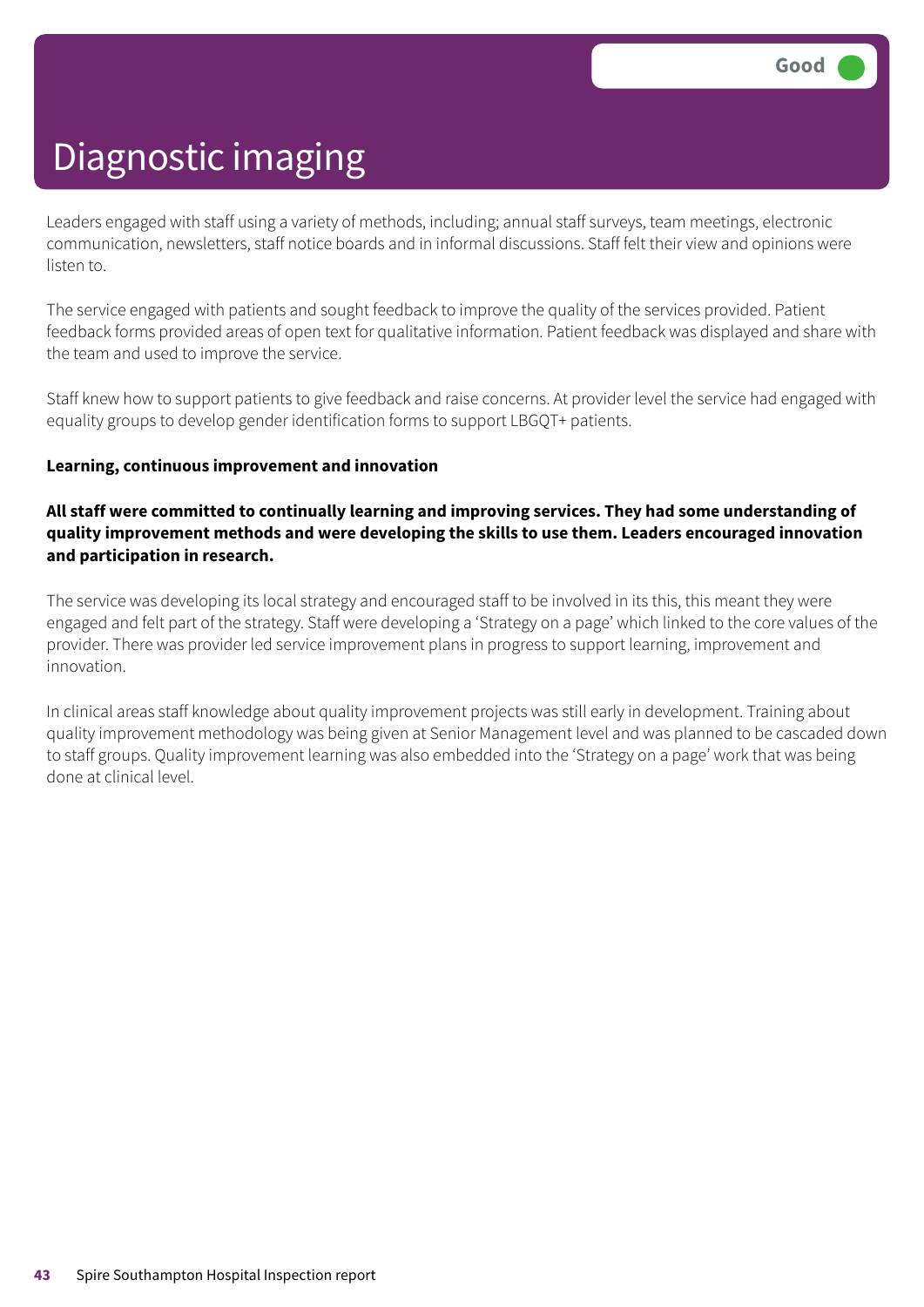# Diagnostic imaging

Good

Leaders engaged with staff using a variety of methods, including; annual staff surveys, team meetings, electronic communication, newsletters, staff notice boards and in informal discussions. Staff felt their view and opinions were listen to.

The service engaged with patients and sought feedback to improve the quality of the services provided. Patient feedback forms provided areas of open text for qualitative information. Patient feedback was displayed and share with the team and used to improve the service.

Staff knew how to support patients to give feedback and raise concerns. At provider level the service had engaged with equality groups to develop gender identification forms to support LBGQT+ patients.

**Learning, continuous improvement and innovation**

**All staff were committed to continually learning and improving services. They had some understanding of quality improvement methods and were developing the skills to use them. Leaders encouraged innovation and participation in research.**

The service was developing its local strategy and encouraged staff to be involved in its this, this meant they were engaged and felt part of the strategy. Staff were developing a 'Strategy on a page' which linked to the core values of the provider. There was provider led service improvement plans in progress to support learning, improvement and innovation.

In clinical areas staff knowledge about quality improvement projects was still early in development. Training about quality improvement methodology was being given at Senior Management level and was planned to be cascaded down to staff groups. Quality improvement learning was also embedded into the 'Strategy on a page' work that was being done at clinical level.